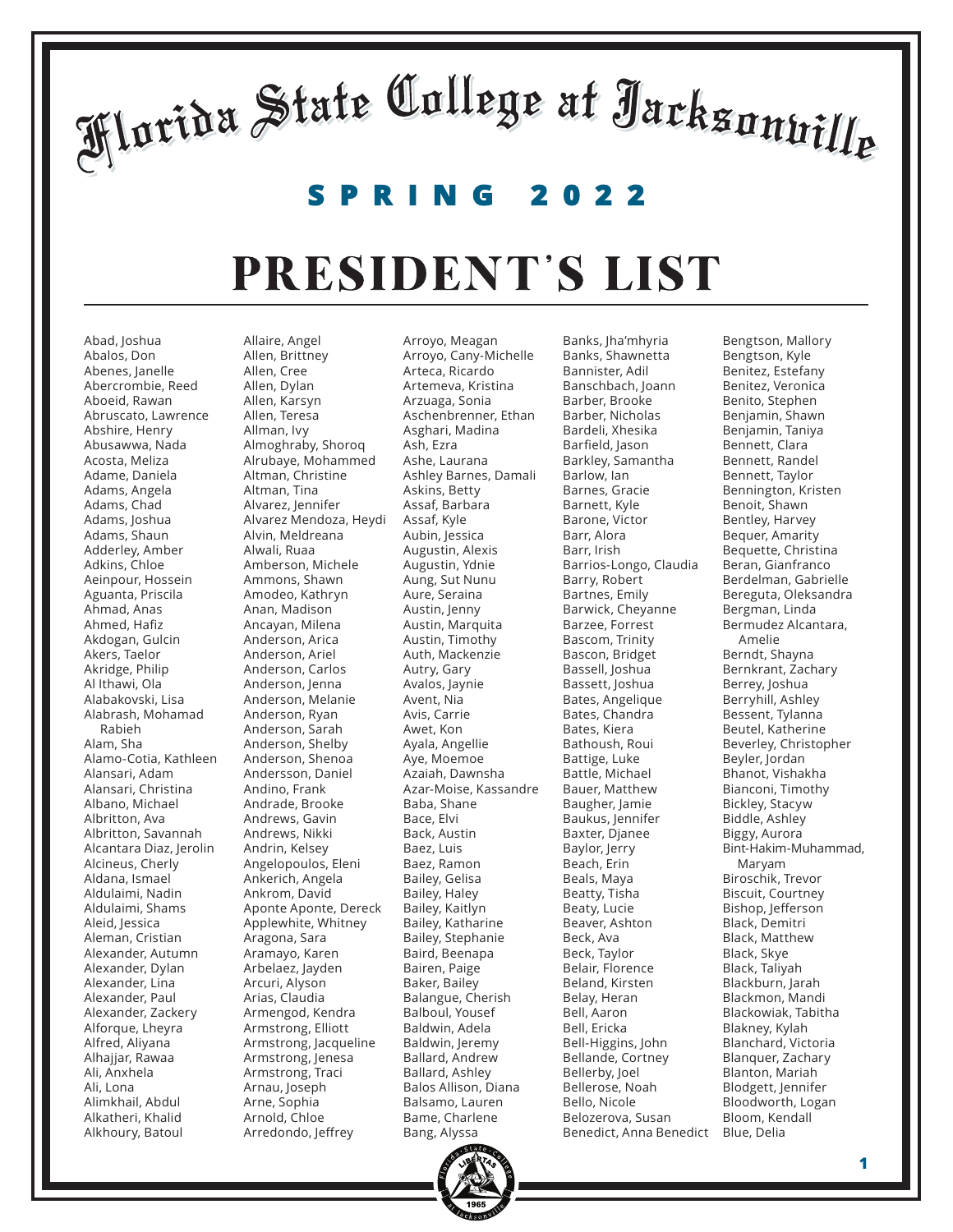# Florida State College at Jacksonville

## SPRING 2022

# PRESIDENT'S LIST

Abad, Joshua
Abalos, Don
Abenes, Janelle
Abercrombie, Reed
Aboeid, Rawan
Abruscato, Lawrence
Abshire, Henry
Abusawwa, Nada
Acosta, Meliza
Adame, Daniela
Adams, Angela
Adams, Chad
Adams, Joshua
Adams, Shaun
Adderley, Amber
Adkins, Chloe
Aeinpour, Hossein
Aguanta, Priscila
Ahmad, Anas
Ahmed, Hafiz
Akdogan, Gulcin
Akers, Taelor
Akridge, Philip
Al Ithawi, Ola
Alabakovski, Lisa
Alabrash, Mohamad Rabieh
Alam, Sha
Alamo-Cotia, Kathleen
Alansari, Adam
Alansari, Christina
Albano, Michael
Albritton, Ava
Albritton, Savannah
Alcantara Diaz, Jerolin
Alcineus, Cherly
Aldana, Ismael
Aldulaimi, Nadin
Aldulaimi, Shams
Aleid, Jessica
Aleman, Cristian
Alexander, Autumn
Alexander, Dylan
Alexander, Lina
Alexander, Paul
Alexander, Zackery
Alforque, Lheyra
Alfred, Aliyana
Alhajjar, Rawaa
Ali, Anxhela
Ali, Lona
Alimkhail, Abdul
Alkatheri, Khalid
Alkhoury, Batoul
Allaire, Angel
Allen, Brittney
Allen, Cree
Allen, Dylan
Allen, Karsyn
Allen, Teresa
Allman, Ivy
Almoghraby, Shoroq
Alrubaye, Mohammed
Altman, Christine
Altman, Tina
Alvarez, Jennifer
Alvarez Mendoza, Heydi
Alvin, Meldreana
Alwali, Ruaa
Amberson, Michele
Ammons, Shawn
Amodeo, Kathryn
Anan, Madison
Ancayan, Milena
Anderson, Arica
Anderson, Ariel
Anderson, Carlos
Anderson, Jenna
Anderson, Melanie
Anderson, Ryan
Anderson, Sarah
Anderson, Shelby
Anderson, Shenoa
Andersson, Daniel
Andino, Frank
Andrade, Brooke
Andrews, Gavin
Andrews, Nikki
Andrin, Kelsey
Angelopoulos, Eleni
Ankerich, Angela
Ankrom, David
Aponte Aponte, Dereck
Applewhite, Whitney
Aragona, Sara
Aramayo, Karen
Arbelaez, Jayden
Arcuri, Alyson
Arias, Claudia
Armengod, Kendra
Armstrong, Elliott
Armstrong, Jacqueline
Armstrong, Jenesa
Armstrong, Traci
Arnau, Joseph
Arne, Sophia
Arnold, Chloe
Arredondo, Jeffrey
Arroyo, Meagan
Arroyo, Cany-Michelle
Arteca, Ricardo
Artemeva, Kristina
Arzuaga, Sonia
Aschenbrenner, Ethan
Asghari, Madina
Ash, Ezra
Ashe, Laurana
Ashley Barnes, Damali
Askins, Betty
Assaf, Barbara
Assaf, Kyle
Aubin, Jessica
Augustin, Alexis
Augustin, Ydnie
Aung, Sut Nunu
Aure, Seraina
Austin, Jenny
Austin, Marquita
Austin, Timothy
Auth, Mackenzie
Autry, Gary
Avalos, Jaynie
Avent, Nia
Avis, Carrie
Awet, Kon
Ayala, Angellie
Aye, Moemoe
Azaiah, Dawnsha
Azar-Moise, Kassandre
Baba, Shane
Bace, Elvi
Back, Austin
Baez, Luis
Baez, Ramon
Bailey, Gelisa
Bailey, Haley
Bailey, Kaitlyn
Bailey, Katharine
Bailey, Stephanie
Baird, Beenapa
Bairen, Paige
Baker, Bailey
Balangue, Cherish
Balboul, Yousef
Baldwin, Adela
Baldwin, Jeremy
Ballard, Andrew
Ballard, Ashley
Balos Allison, Diana
Balsamo, Lauren
Bame, Charlene
Bang, Alyssa
Banks, Jha'mhyria
Banks, Shawnetta
Bannister, Adil
Banschbach, Joann
Barber, Brooke
Barber, Nicholas
Bardeli, Xhesika
Barfield, Jason
Barkley, Samantha
Barlow, Ian
Barnes, Gracie
Barnett, Kyle
Barone, Victor
Barr, Alora
Barr, Irish
Barrios-Longo, Claudia
Barry, Robert
Bartnes, Emily
Barwick, Cheyanne
Barzee, Forrest
Bascom, Trinity
Bascon, Bridget
Bassell, Joshua
Bassett, Joshua
Bates, Angelique
Bates, Chandra
Bates, Kiera
Bathoush, Roui
Battige, Luke
Battle, Michael
Bauer, Matthew
Baugher, Jamie
Baukus, Jennifer
Baxter, Djanee
Baylor, Jerry
Beach, Erin
Beals, Maya
Beatty, Tisha
Beaty, Lucie
Beaver, Ashton
Beck, Ava
Beck, Taylor
Belair, Florence
Beland, Kirsten
Belay, Heran
Bell, Aaron
Bell, Ericka
Bell-Higgins, John
Bellande, Cortney
Bellerby, Joel
Bellerose, Noah
Bello, Nicole
Belozerova, Susan
Benedict, Anna Benedict
Bengtson, Mallory
Bengtson, Kyle
Benitez, Estefany
Benitez, Veronica
Benito, Stephen
Benjamin, Shawn
Benjamin, Taniya
Bennett, Clara
Bennett, Randel
Bennett, Taylor
Bennington, Kristen
Benoit, Shawn
Bentley, Harvey
Bequer, Amarity
Bequette, Christina
Beran, Gianfranco
Berdelman, Gabrielle
Bereguta, Oleksandra
Bergman, Linda
Bermudez Alcantara, Amelie
Berndt, Shayna
Bernkrant, Zachary
Berrey, Joshua
Berryhill, Ashley
Bessent, Tylanna
Beutel, Katherine
Beverley, Christopher
Beyler, Jordan
Bhanot, Vishakha
Bianconi, Timothy
Bickley, Stacyw
Biddle, Ashley
Biggy, Aurora
Bint-Hakim-Muhammad, Maryam
Biroschik, Trevor
Biscuit, Courtney
Bishop, Jefferson
Black, Demitri
Black, Matthew
Black, Skye
Black, Taliyah
Blackburn, Jarah
Blackmon, Mandi
Blackowiak, Tabitha
Blakney, Kylah
Blanchard, Victoria
Blanquer, Zachary
Blanton, Mariah
Blodgett, Jennifer
Bloodworth, Logan
Bloom, Kendall
Blue, Delia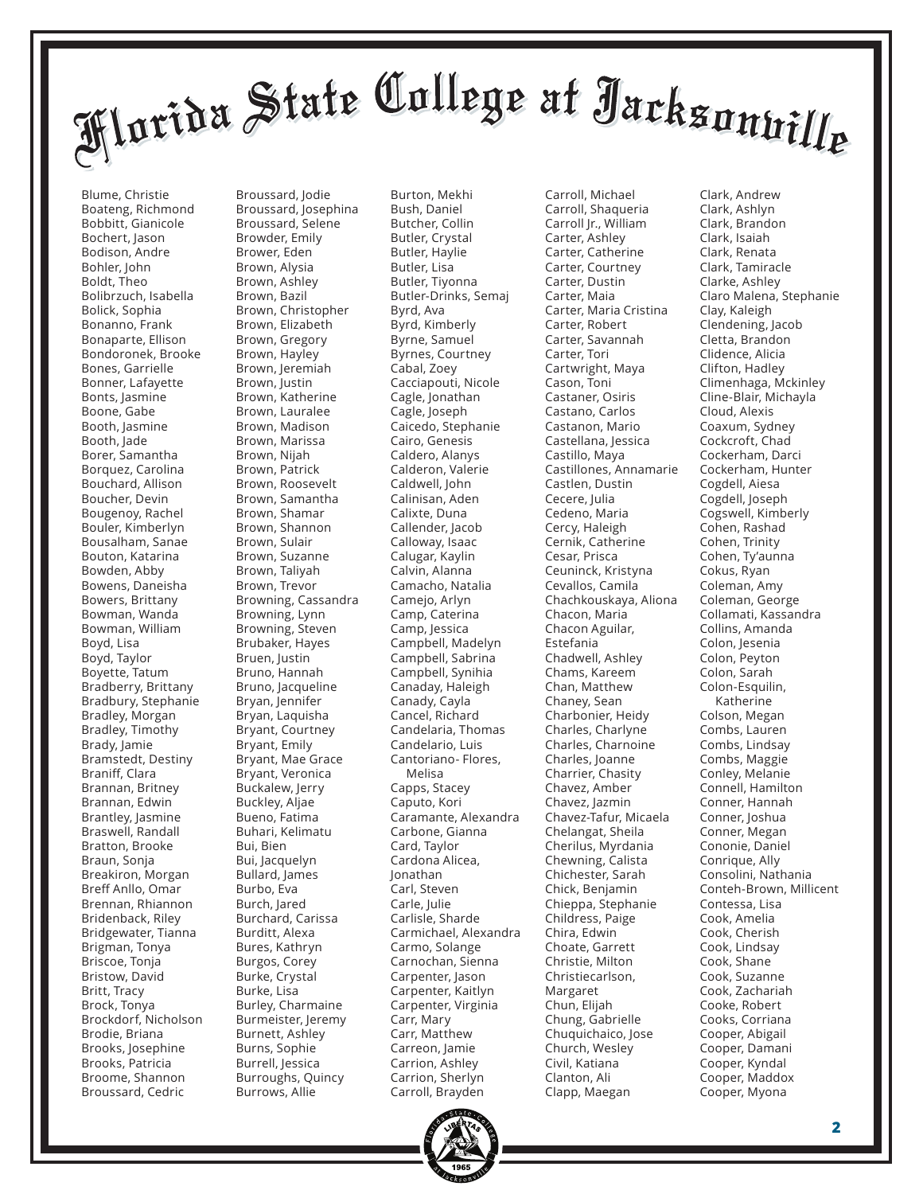# Florida State College at Jacksonville

Blume, Christie
Boateng, Richmond
Bobbitt, Gianicole
Bochert, Jason
Bodison, Andre
Bohler, John
Boldt, Theo
Bolibrzuch, Isabella
Bolick, Sophia
Bonanno, Frank
Bonaparte, Ellison
Bondoronek, Brooke
Bones, Garrielle
Bonner, Lafayette
Bonts, Jasmine
Boone, Gabe
Booth, Jasmine
Booth, Jade
Borer, Samantha
Borquez, Carolina
Bouchard, Allison
Boucher, Devin
Bougenoy, Rachel
Bouler, Kimberlyn
Bousalham, Sanae
Bouton, Katarina
Bowden, Abby
Bowens, Daneisha
Bowers, Brittany
Bowman, Wanda
Bowman, William
Boyd, Lisa
Boyd, Taylor
Boyette, Tatum
Bradberry, Brittany
Bradbury, Stephanie
Bradley, Morgan
Bradley, Timothy
Brady, Jamie
Bramstedt, Destiny
Braniff, Clara
Brannan, Britney
Brannan, Edwin
Brantley, Jasmine
Braswell, Randall
Bratton, Brooke
Braun, Sonja
Breakiron, Morgan
Breff Anllo, Omar
Brennan, Rhiannon
Bridenback, Riley
Bridgewater, Tianna
Brigman, Tonya
Briscoe, Tonja
Bristow, David
Britt, Tracy
Brock, Tonya
Brockdorf, Nicholson
Brodie, Briana
Brooks, Josephine
Brooks, Patricia
Broome, Shannon
Broussard, Cedric
Broussard, Jodie
Broussard, Josephina
Broussard, Selene
Browder, Emily
Brower, Eden
Brown, Alysia
Brown, Ashley
Brown, Bazil
Brown, Christopher
Brown, Elizabeth
Brown, Gregory
Brown, Hayley
Brown, Jeremiah
Brown, Justin
Brown, Katherine
Brown, Lauralee
Brown, Madison
Brown, Marissa
Brown, Nijah
Brown, Patrick
Brown, Roosevelt
Brown, Samantha
Brown, Shamar
Brown, Shannon
Brown, Sulair
Brown, Suzanne
Brown, Taliyah
Brown, Trevor
Browning, Cassandra
Browning, Lynn
Browning, Steven
Brubaker, Hayes
Bruen, Justin
Bruno, Hannah
Bruno, Jacqueline
Bryan, Jennifer
Bryan, Laquisha
Bryant, Courtney
Bryant, Emily
Bryant, Mae Grace
Bryant, Veronica
Buckalew, Jerry
Buckley, Aljae
Bueno, Fatima
Buhari, Kelimatu
Bui, Bien
Bui, Jacquelyn
Bullard, James
Burbo, Eva
Burch, Jared
Burchard, Carissa
Burditt, Alexa
Bures, Kathryn
Burgos, Corey
Burke, Crystal
Burke, Lisa
Burley, Charmaine
Burmeister, Jeremy
Burnett, Ashley
Burns, Sophie
Burrell, Jessica
Burroughs, Quincy
Burrows, Allie
Burton, Mekhi
Bush, Daniel
Butcher, Collin
Butler, Crystal
Butler, Haylie
Butler, Lisa
Butler, Tiyonna
Butler-Drinks, Semaj
Byrd, Ava
Byrd, Kimberly
Byrne, Samuel
Byrnes, Courtney
Cabal, Zoey
Cacciapouti, Nicole
Cagle, Jonathan
Cagle, Joseph
Caicedo, Stephanie
Cairo, Genesis
Caldero, Alanys
Calderon, Valerie
Caldwell, John
Calinisan, Aden
Calixte, Duna
Callender, Jacob
Calloway, Isaac
Calugar, Kaylin
Calvin, Alanna
Camacho, Natalia
Camejo, Arlyn
Camp, Caterina
Camp, Jessica
Campbell, Madelyn
Campbell, Sabrina
Campbell, Synihia
Canaday, Haleigh
Canady, Cayla
Cancel, Richard
Candelaria, Thomas
Candelario, Luis
Cantoriano- Flores, Melisa
Capps, Stacey
Caputo, Kori
Caramante, Alexandra
Carbone, Gianna
Card, Taylor
Cardona Alicea, Jonathan
Carl, Steven
Carle, Julie
Carlisle, Sharde
Carmichael, Alexandra
Carmo, Solange
Carnochan, Sienna
Carpenter, Jason
Carpenter, Kaitlyn
Carpenter, Virginia
Carr, Mary
Carr, Matthew
Carreon, Jamie
Carrion, Ashley
Carrion, Sherlyn
Carroll, Brayden
Carroll, Michael
Carroll, Shaqueria
Carroll Jr., William
Carter, Ashley
Carter, Catherine
Carter, Courtney
Carter, Dustin
Carter, Maia
Carter, Maria Cristina
Carter, Robert
Carter, Savannah
Carter, Tori
Cartwright, Maya
Cason, Toni
Castaner, Osiris
Castano, Carlos
Castanon, Mario
Castellana, Jessica
Castillo, Maya
Castillones, Annamarie
Castlen, Dustin
Cecere, Julia
Cedeno, Maria
Cercy, Haleigh
Cernik, Catherine
Cesar, Prisca
Ceuninck, Kristyna
Cevallos, Camila
Chachkouskaya, Aliona
Chacon, Maria
Chacon Aguilar, Estefania
Chadwell, Ashley
Chams, Kareem
Chan, Matthew
Chaney, Sean
Charbonier, Heidy
Charles, Charlyne
Charles, Charnoine
Charles, Joanne
Charrier, Chasity
Chavez, Amber
Chavez, Jazmin
Chavez-Tafur, Micaela
Chelangat, Sheila
Cherilus, Myrdania
Chewning, Calista
Chichester, Sarah
Chick, Benjamin
Chieppa, Stephanie
Childress, Paige
Chira, Edwin
Choate, Garrett
Christie, Milton
Christiecarlson, Margaret
Chun, Elijah
Chung, Gabrielle
Chuquichaico, Jose
Church, Wesley
Civil, Katiana
Clanton, Ali
Clapp, Maegan
Clark, Andrew
Clark, Ashlyn
Clark, Brandon
Clark, Isaiah
Clark, Renata
Clark, Tamiracle
Clarke, Ashley
Claro Malena, Stephanie
Clay, Kaleigh
Clendening, Jacob
Cletta, Brandon
Clidence, Alicia
Clifton, Hadley
Climenhaga, Mckinley
Cline-Blair, Michayla
Cloud, Alexis
Coaxum, Sydney
Cockcroft, Chad
Cockerham, Darci
Cockerham, Hunter
Cogdell, Aiesa
Cogdell, Joseph
Cogswell, Kimberly
Cohen, Rashad
Cohen, Trinity
Cohen, Ty'aunna
Cokus, Ryan
Coleman, Amy
Coleman, George
Collamati, Kassandra
Collins, Amanda
Colon, Jesenia
Colon, Peyton
Colon, Sarah
Colon-Esquilin, Katherine
Colson, Megan
Combs, Lauren
Combs, Lindsay
Combs, Maggie
Conley, Melanie
Connell, Hamilton
Conner, Hannah
Conner, Joshua
Conner, Megan
Cononie, Daniel
Conrique, Ally
Consolini, Nathania
Conteh-Brown, Millicent
Contessa, Lisa
Cook, Amelia
Cook, Cherish
Cook, Lindsay
Cook, Shane
Cook, Suzanne
Cook, Zachariah
Cooke, Robert
Cooks, Corriana
Cooper, Abigail
Cooper, Damani
Cooper, Kyndal
Cooper, Maddox
Cooper, Myona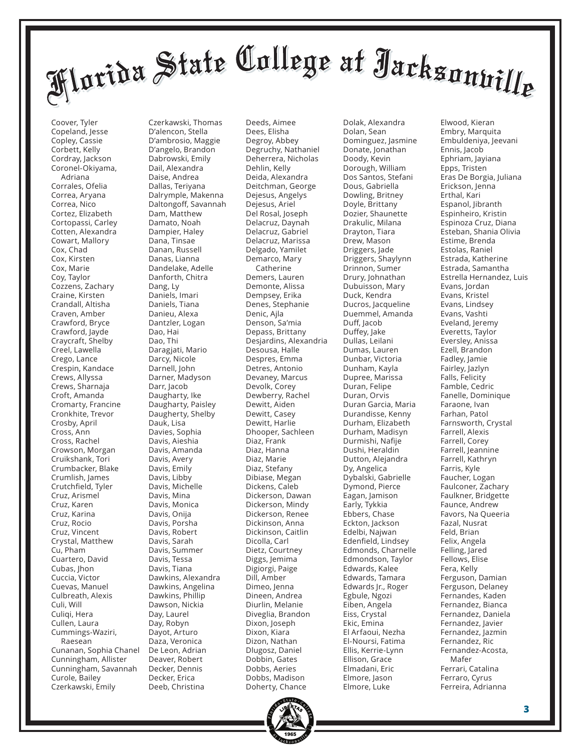# Florida State College at Jacksonville

Coover, Tyler
Copeland, Jesse
Copley, Cassie
Corbett, Kelly
Cordray, Jackson
Coronel-Okiyama, Adriana
Corrales, Ofelia
Correa, Aryana
Correa, Nico
Cortez, Elizabeth
Cortopassi, Carley
Cotten, Alexandra
Cowart, Mallory
Cox, Chad
Cox, Kirsten
Cox, Marie
Coy, Taylor
Cozzens, Zachary
Craine, Kirsten
Crandall, Altisha
Craven, Amber
Crawford, Bryce
Crawford, Jayde
Craycraft, Shelby
Creel, Lawella
Crego, Lance
Crespin, Kandace
Crews, Allyssa
Crews, Sharnaja
Croft, Amanda
Cromarty, Francine
Cronkhite, Trevor
Crosby, April
Cross, Ann
Cross, Rachel
Crowson, Morgan
Cruikshank, Tori
Crumbacker, Blake
Crumlish, James
Crutchfield, Tyler
Cruz, Arismel
Cruz, Karen
Cruz, Karina
Cruz, Rocio
Cruz, Vincent
Crystal, Matthew
Cu, Pham
Cuartero, David
Cubas, Jhon
Cuccia, Victor
Cuevas, Manuel
Culbreath, Alexis
Culi, Will
Culiqi, Hera
Cullen, Laura
Cummings-Waziri, Raesean
Cunanan, Sophia Chanel
Cunningham, Allister
Cunningham, Savannah
Curole, Bailey
Czerkawski, Emily
Czerkawski, Thomas
D'alencon, Stella
D'ambrosio, Maggie
D'angelo, Brandon
Dabrowski, Emily
Dail, Alexandra
Daise, Andrea
Dallas, Teriyana
Dalrymple, Makenna
Daltongoff, Savannah
Dam, Matthew
Damato, Noah
Dampier, Haley
Dana, Tinsae
Danan, Russell
Danas, Lianna
Dandelake, Adelle
Danforth, Chitra
Dang, Ly
Daniels, Imari
Daniels, Tiana
Danieu, Alexa
Dantzler, Logan
Dao, Hai
Dao, Thi
Daragjati, Mario
Darcy, Nicole
Darnell, John
Darner, Madyson
Darr, Jacob
Daugharty, Ike
Daugharty, Paisley
Daugherty, Shelby
Dauk, Lisa
Davies, Sophia
Davis, Aieshia
Davis, Amanda
Davis, Avery
Davis, Emily
Davis, Libby
Davis, Michelle
Davis, Mina
Davis, Monica
Davis, Onija
Davis, Porsha
Davis, Robert
Davis, Sarah
Davis, Summer
Davis, Tessa
Davis, Tiana
Dawkins, Alexandra
Dawkins, Angelina
Dawkins, Phillip
Dawson, Nickia
Day, Laurel
Day, Robyn
Dayot, Arturo
Daza, Veronica
De Leon, Adrian
Deaver, Robert
Decker, Dennis
Decker, Erica
Deeb, Christina
Deeds, Aimee
Dees, Elisha
Degroy, Abbey
Degruchy, Nathaniel
Deherrera, Nicholas
Dehlin, Kelly
Deida, Alexandra
Deitchman, George
Dejesus, Angelys
Dejesus, Ariel
Del Rosal, Joseph
Delacruz, Daynah
Delacruz, Gabriel
Delacruz, Marissa
Delgado, Yamilet
Demarco, Mary Catherine
Demers, Lauren
Demonte, Alissa
Dempsey, Erika
Denes, Stephanie
Denic, Ajla
Denson, Sa'mia
Depass, Brittany
Desjardins, Alexandria
Desousa, Halle
Despres, Emma
Detres, Antonio
Devaney, Marcus
Devolk, Corey
Dewberry, Rachel
Dewitt, Aiden
Dewitt, Casey
Dewitt, Harlie
Dhooper, Sachleen
Diaz, Frank
Diaz, Hanna
Diaz, Marie
Diaz, Stefany
Dibiase, Megan
Dickens, Caleb
Dickerson, Dawan
Dickerson, Mindy
Dickerson, Renee
Dickinson, Anna
Dickinson, Caitlin
Dicolla, Carl
Dietz, Courtney
Diggs, Jemima
Digiorgi, Paige
Dill, Amber
Dimeo, Jenna
Dineen, Andrea
Diurlin, Melanie
Diveglia, Brandon
Dixon, Joseph
Dixon, Kiara
Dizon, Nathan
Dlugosz, Daniel
Dobbin, Gates
Dobbs, Aeries
Dobbs, Madison
Doherty, Chance
Dolak, Alexandra
Dolan, Sean
Dominguez, Jasmine
Donate, Jonathan
Doody, Kevin
Dorough, William
Dos Santos, Stefani
Dous, Gabriella
Dowling, Britney
Doyle, Brittany
Dozier, Shaunette
Drakulic, Milana
Drayton, Tiara
Drew, Mason
Driggers, Jade
Driggers, Shaylynn
Drinnon, Sumer
Drury, Johnathan
Dubuisson, Mary
Duck, Kendra
Ducros, Jacqueline
Duemmel, Amanda
Duff, Jacob
Duffey, Jake
Dullas, Leilani
Dumas, Lauren
Dunbar, Victoria
Dunham, Kayla
Dupree, Marissa
Duran, Felipe
Duran, Orvis
Duran Garcia, Maria
Durandisse, Kenny
Durham, Elizabeth
Durham, Madisyn
Durmishi, Nafije
Dushi, Heraldin
Dutton, Alejandra
Dy, Angelica
Dybalski, Gabrielle
Dymond, Pierce
Eagan, Jamison
Early, Tykkia
Ebbers, Chase
Eckton, Jackson
Edelbi, Najwan
Edenfield, Lindsey
Edmonds, Charnelle
Edmondson, Taylor
Edwards, Kalee
Edwards, Tamara
Edwards Jr., Roger
Egbule, Ngozi
Eiben, Angela
Eiss, Crystal
Ekic, Emina
El Arfaoui, Nezha
El-Noursi, Fatima
Ellis, Kerrie-Lynn
Ellison, Grace
Elmadani, Eric
Elmore, Jason
Elmore, Luke
Elwood, Kieran
Embry, Marquita
Embuldeniya, Jeevani
Ennis, Jacob
Ephriam, Jayiana
Epps, Tristen
Eras De Borgia, Juliana
Erickson, Jenna
Erthal, Kari
Espanol, Jibranth
Espinheiro, Kristin
Espinoza Cruz, Diana
Esteban, Shania Olivia
Estime, Brenda
Estolas, Raniel
Estrada, Katherine
Estrada, Samantha
Estrella Hernandez, Luis
Evans, Jordan
Evans, Kristel
Evans, Lindsey
Evans, Vashti
Eveland, Jeremy
Everetts, Taylor
Eversley, Anissa
Ezell, Brandon
Fadley, Jamie
Fairley, Jazlyn
Falls, Felicity
Famble, Cedric
Fanelle, Dominique
Faraone, Ivan
Farhan, Patol
Farnsworth, Crystal
Farrell, Alexis
Farrell, Corey
Farrell, Jeannine
Farrell, Kathryn
Farris, Kyle
Faucher, Logan
Faulconer, Zachary
Faulkner, Bridgette
Faunce, Andrew
Favors, Na Queeria
Fazal, Nusrat
Feld, Brian
Felix, Angela
Felling, Jared
Fellows, Elise
Fera, Kelly
Ferguson, Damian
Ferguson, Delaney
Fernandes, Kaden
Fernandez, Bianca
Fernandez, Daniela
Fernandez, Javier
Fernandez, Jazmin
Fernandez, Ric
Fernandez-Acosta, Mafer
Ferrari, Catalina
Ferraro, Cyrus
Ferreira, Adrianna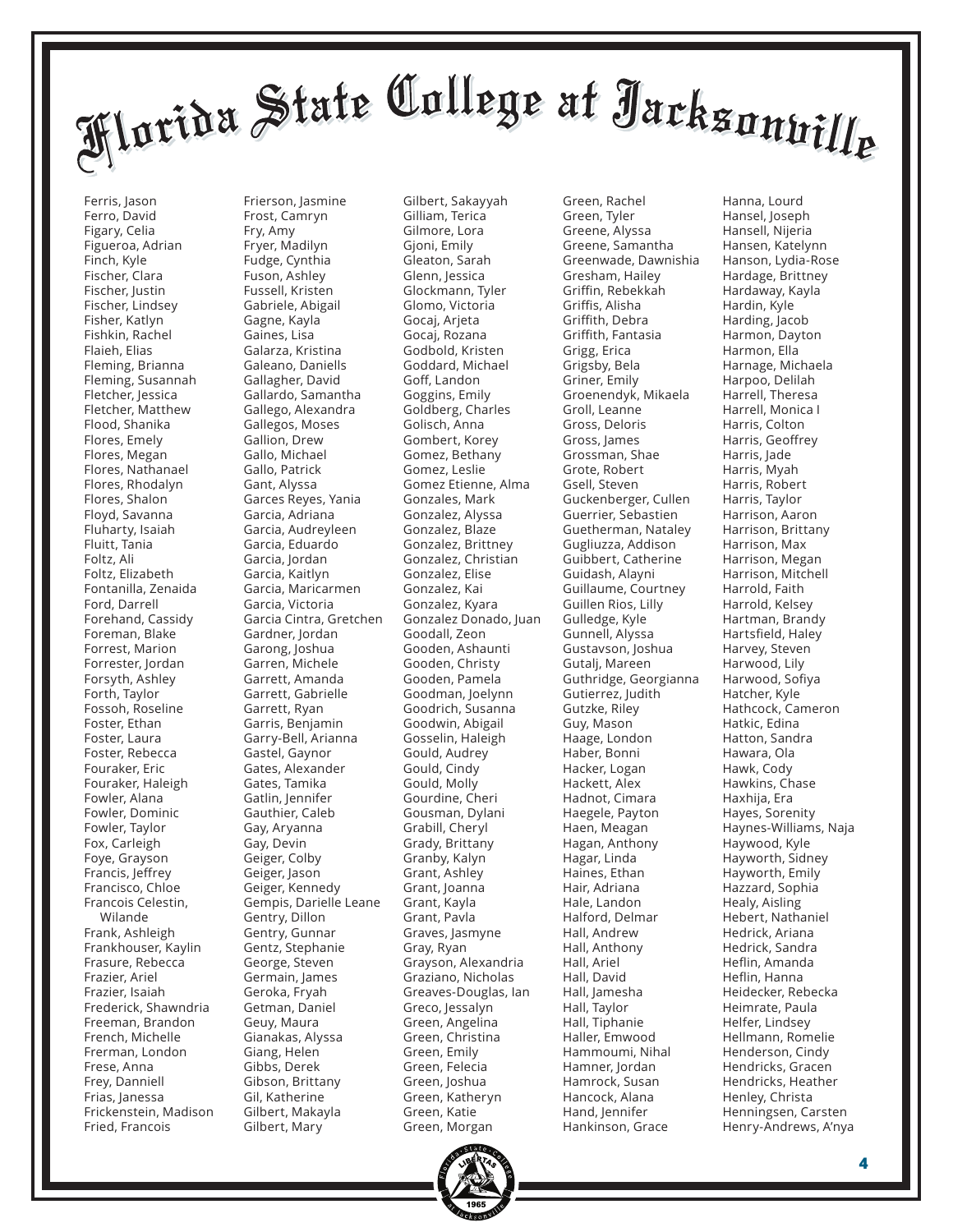# Florida State College at Jacksonville

Ferris, Jason
Ferro, David
Figary, Celia
Figueroa, Adrian
Finch, Kyle
Fischer, Clara
Fischer, Justin
Fischer, Lindsey
Fisher, Katlyn
Fishkin, Rachel
Flaieh, Elias
Fleming, Brianna
Fleming, Susannah
Fletcher, Jessica
Fletcher, Matthew
Flood, Shanika
Flores, Emely
Flores, Megan
Flores, Nathanael
Flores, Rhodalyn
Flores, Shalon
Floyd, Savanna
Fluharty, Isaiah
Fluitt, Tania
Foltz, Ali
Foltz, Elizabeth
Fontanilla, Zenaida
Ford, Darrell
Forehand, Cassidy
Foreman, Blake
Forrest, Marion
Forrester, Jordan
Forsyth, Ashley
Forth, Taylor
Fossoh, Roseline
Foster, Ethan
Foster, Laura
Foster, Rebecca
Fouraker, Eric
Fouraker, Haleigh
Fowler, Alana
Fowler, Dominic
Fowler, Taylor
Fox, Carleigh
Foye, Grayson
Francis, Jeffrey
Francisco, Chloe
Francois Celestin, Wilande
Frank, Ashleigh
Frankhouser, Kaylin
Frasure, Rebecca
Frazier, Ariel
Frazier, Isaiah
Frederick, Shawndria
Freeman, Brandon
French, Michelle
Frerman, London
Frese, Anna
Frey, Danniell
Frias, Janessa
Frickenstein, Madison
Fried, Francois
Frierson, Jasmine
Frost, Camryn
Fry, Amy
Fryer, Madilyn
Fudge, Cynthia
Fuson, Ashley
Fussell, Kristen
Gabriele, Abigail
Gagne, Kayla
Gaines, Lisa
Galarza, Kristina
Galeano, Daniells
Gallagher, David
Gallardo, Samantha
Gallego, Alexandra
Gallegos, Moses
Gallion, Drew
Gallo, Michael
Gallo, Patrick
Gant, Alyssa
Garces Reyes, Yania
Garcia, Adriana
Garcia, Audreyleen
Garcia, Eduardo
Garcia, Jordan
Garcia, Kaitlyn
Garcia, Maricarmen
Garcia, Victoria
Garcia Cintra, Gretchen
Gardner, Jordan
Garong, Joshua
Garren, Michele
Garrett, Amanda
Garrett, Gabrielle
Garrett, Ryan
Garris, Benjamin
Garry-Bell, Arianna
Gastel, Gaynor
Gates, Alexander
Gates, Tamika
Gatlin, Jennifer
Gauthier, Caleb
Gay, Aryanna
Gay, Devin
Geiger, Colby
Geiger, Jason
Geiger, Kennedy
Gempis, Darielle Leane
Gentry, Dillon
Gentry, Gunnar
Gentz, Stephanie
George, Steven
Germain, James
Geroka, Fryah
Getman, Daniel
Geuy, Maura
Gianakas, Alyssa
Giang, Helen
Gibbs, Derek
Gibson, Brittany
Gil, Katherine
Gilbert, Makayla
Gilbert, Mary
Gilbert, Sakayyah
Gilliam, Terica
Gilmore, Lora
Gjoni, Emily
Gleaton, Sarah
Glenn, Jessica
Glockmann, Tyler
Glomo, Victoria
Gocaj, Arjeta
Gocaj, Rozana
Godbold, Kristen
Goddard, Michael
Goff, Landon
Goggins, Emily
Goldberg, Charles
Golisch, Anna
Gombert, Korey
Gomez, Bethany
Gomez, Leslie
Gomez Etienne, Alma
Gonzales, Mark
Gonzalez, Alyssa
Gonzalez, Blaze
Gonzalez, Brittney
Gonzalez, Christian
Gonzalez, Elise
Gonzalez, Kai
Gonzalez, Kyara
Gonzalez Donado, Juan
Goodall, Zeon
Gooden, Ashaunti
Gooden, Christy
Gooden, Pamela
Goodman, Joelynn
Goodrich, Susanna
Goodwin, Abigail
Gosselin, Haleigh
Gould, Audrey
Gould, Cindy
Gould, Molly
Gourdine, Cheri
Gousman, Dylani
Grabill, Cheryl
Grady, Brittany
Granby, Kalyn
Grant, Ashley
Grant, Joanna
Grant, Kayla
Grant, Pavla
Graves, Jasmyne
Gray, Ryan
Grayson, Alexandria
Graziano, Nicholas
Greaves-Douglas, Ian
Greco, Jessalyn
Green, Angelina
Green, Christina
Green, Emily
Green, Felecia
Green, Joshua
Green, Katheryn
Green, Katie
Green, Morgan
Green, Rachel
Green, Tyler
Greene, Alyssa
Greene, Samantha
Greenwade, Dawnishia
Gresham, Hailey
Griffin, Rebekkah
Griffis, Alisha
Griffith, Debra
Griffith, Fantasia
Grigg, Erica
Grigsby, Bela
Griner, Emily
Groenendyk, Mikaela
Groll, Leanne
Gross, Deloris
Gross, James
Grossman, Shae
Grote, Robert
Gsell, Steven
Guckenberger, Cullen
Guerrier, Sebastien
Guetherman, Nataley
Gugliuzza, Addison
Guibbert, Catherine
Guidash, Alayni
Guillaume, Courtney
Guillen Rios, Lilly
Gulledge, Kyle
Gunnell, Alyssa
Gustavson, Joshua
Gutalj, Mareen
Guthridge, Georgianna
Gutierrez, Judith
Gutzke, Riley
Guy, Mason
Haage, London
Haber, Bonni
Hacker, Logan
Hackett, Alex
Hadnot, Cimara
Haegele, Payton
Haen, Meagan
Hagan, Anthony
Hagar, Linda
Haines, Ethan
Hair, Adriana
Hale, Landon
Halford, Delmar
Hall, Andrew
Hall, Anthony
Hall, Ariel
Hall, David
Hall, Jamesha
Hall, Taylor
Hall, Tiphanie
Haller, Emwood
Hammoumi, Nihal
Hamner, Jordan
Hamrock, Susan
Hancock, Alana
Hand, Jennifer
Hankinson, Grace
Hanna, Lourd
Hansel, Joseph
Hansell, Nijeria
Hansen, Katelynn
Hanson, Lydia-Rose
Hardage, Brittney
Hardaway, Kayla
Hardin, Kyle
Harding, Jacob
Harmon, Dayton
Harmon, Ella
Harnage, Michaela
Harpoo, Delilah
Harrell, Theresa
Harrell, Monica I
Harris, Colton
Harris, Geoffrey
Harris, Jade
Harris, Myah
Harris, Robert
Harris, Taylor
Harrison, Aaron
Harrison, Brittany
Harrison, Max
Harrison, Megan
Harrison, Mitchell
Harrold, Faith
Harrold, Kelsey
Hartman, Brandy
Hartsfield, Haley
Harvey, Steven
Harwood, Lily
Harwood, Sofiya
Hatcher, Kyle
Hathcock, Cameron
Hatkic, Edina
Hatton, Sandra
Hawara, Ola
Hawk, Cody
Hawkins, Chase
Haxhija, Era
Hayes, Sorenity
Haynes-Williams, Naja
Haywood, Kyle
Hayworth, Sidney
Hayworth, Emily
Hazzard, Sophia
Healy, Aisling
Hebert, Nathaniel
Hedrick, Ariana
Hedrick, Sandra
Heflin, Amanda
Heflin, Hanna
Heidecker, Rebecka
Heimrate, Paula
Helfer, Lindsey
Hellmann, Romelie
Henderson, Cindy
Hendricks, Gracen
Hendricks, Heather
Henley, Christa
Henningsen, Carsten
Henry-Andrews, A'nya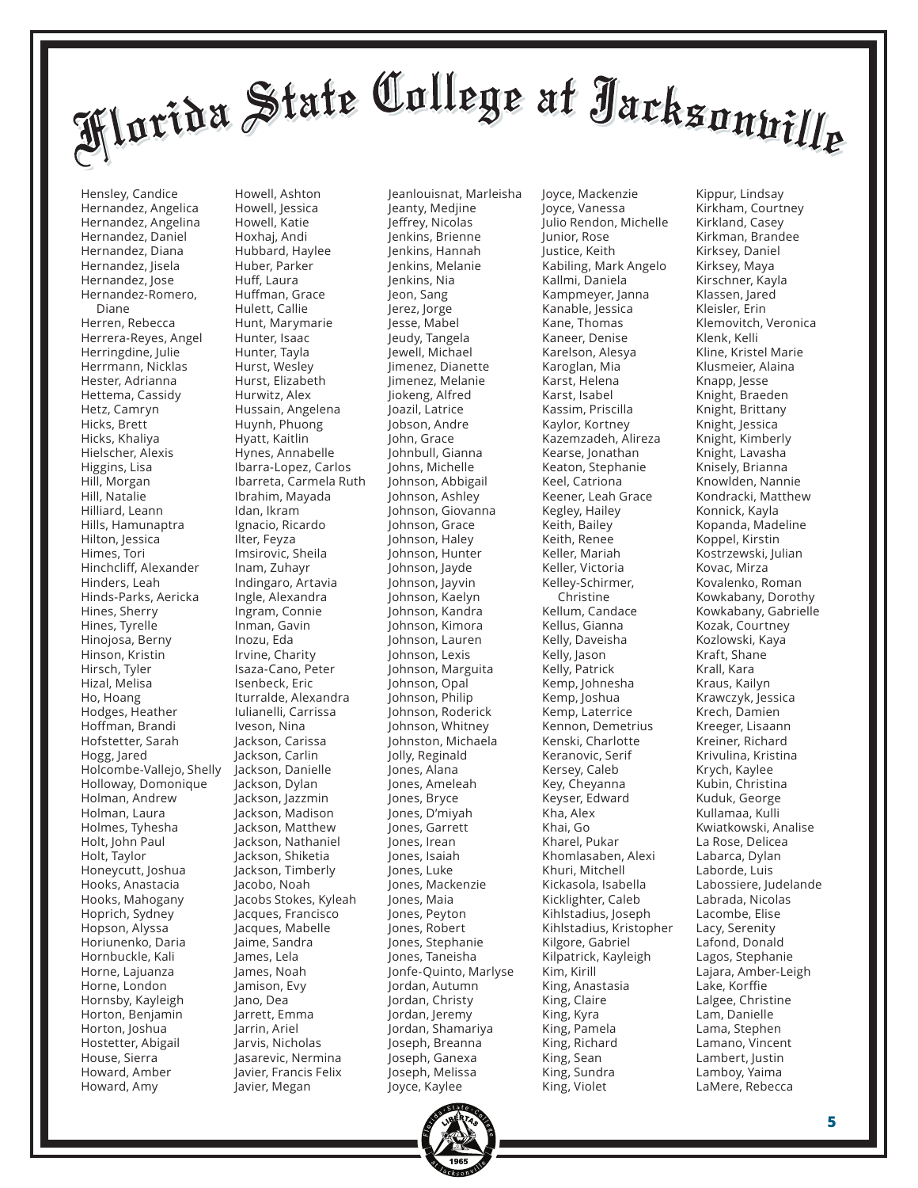# Florida State College at Jacksonville

Hensley, Candice
Hernandez, Angelica
Hernandez, Angelina
Hernandez, Daniel
Hernandez, Diana
Hernandez, Jisela
Hernandez, Jose
Hernandez-Romero, Diane
Herren, Rebecca
Herrera-Reyes, Angel
Herringdine, Julie
Herrmann, Nicklas
Hester, Adrianna
Hettema, Cassidy
Hetz, Camryn
Hicks, Brett
Hicks, Khaliya
Hielscher, Alexis
Higgins, Lisa
Hill, Morgan
Hill, Natalie
Hilliard, Leann
Hills, Hamunaptra
Hilton, Jessica
Himes, Tori
Hinchcliff, Alexander
Hinders, Leah
Hinds-Parks, Aericka
Hines, Sherry
Hines, Tyrelle
Hinojosa, Berny
Hinson, Kristin
Hirsch, Tyler
Hizal, Melisa
Ho, Hoang
Hodges, Heather
Hoffman, Brandi
Hofstetter, Sarah
Hogg, Jared
Holcombe-Vallejo, Shelly
Holloway, Domonique
Holman, Andrew
Holman, Laura
Holmes, Tyhesha
Holt, John Paul
Holt, Taylor
Honeycutt, Joshua
Hooks, Anastacia
Hooks, Mahogany
Hoprich, Sydney
Hopson, Alyssa
Horiunenko, Daria
Hornbuckle, Kali
Horne, Lajuanza
Horne, London
Hornsby, Kayleigh
Horton, Benjamin
Horton, Joshua
Hostetter, Abigail
House, Sierra
Howard, Amber
Howard, Amy
Howell, Ashton
Howell, Jessica
Howell, Katie
Hoxhaj, Andi
Hubbard, Haylee
Huber, Parker
Huff, Laura
Huffman, Grace
Hulett, Callie
Hunt, Marymarie
Hunter, Isaac
Hunter, Tayla
Hurst, Wesley
Hurst, Elizabeth
Hurwitz, Alex
Hussain, Angelena
Huynh, Phuong
Hyatt, Kaitlin
Hynes, Annabelle
Ibarra-Lopez, Carlos
Ibarreta, Carmela Ruth
Ibrahim, Mayada
Idan, Ikram
Ignacio, Ricardo
Ilter, Feyza
Imsirovic, Sheila
Inam, Zuhayr
Indingaro, Artavia
Ingle, Alexandra
Ingram, Connie
Inman, Gavin
Inozu, Eda
Irvine, Charity
Isaza-Cano, Peter
Isenbeck, Eric
Iturralde, Alexandra
Iulianelli, Carrissa
Iveson, Nina
Jackson, Carissa
Jackson, Carlin
Jackson, Danielle
Jackson, Dylan
Jackson, Jazzmin
Jackson, Madison
Jackson, Matthew
Jackson, Nathaniel
Jackson, Shiketia
Jackson, Timberly
Jacobo, Noah
Jacobs Stokes, Kyleah
Jacques, Francisco
Jacques, Mabelle
Jaime, Sandra
James, Lela
James, Noah
Jamison, Evy
Jano, Dea
Jarrett, Emma
Jarrin, Ariel
Jarvis, Nicholas
Jasarevic, Nermina
Javier, Francis Felix
Javier, Megan
Jeanlouisnat, Marleisha
Jeanty, Medjine
Jeffrey, Nicolas
Jenkins, Brienne
Jenkins, Hannah
Jenkins, Melanie
Jenkins, Nia
Jeon, Sang
Jerez, Jorge
Jesse, Mabel
Jeudy, Tangela
Jewell, Michael
Jimenez, Dianette
Jimenez, Melanie
Jiokeng, Alfred
Joazil, Latrice
Jobson, Andre
John, Grace
Johnbull, Gianna
Johns, Michelle
Johnson, Abbigail
Johnson, Ashley
Johnson, Giovanna
Johnson, Grace
Johnson, Haley
Johnson, Hunter
Johnson, Jayde
Johnson, Jayvin
Johnson, Kaelyn
Johnson, Kandra
Johnson, Kimora
Johnson, Lauren
Johnson, Lexis
Johnson, Marguita
Johnson, Opal
Johnson, Philip
Johnson, Roderick
Johnson, Whitney
Johnston, Michaela
Jolly, Reginald
Jones, Alana
Jones, Ameleah
Jones, Bryce
Jones, D'miyah
Jones, Garrett
Jones, Irean
Jones, Isaiah
Jones, Luke
Jones, Mackenzie
Jones, Maia
Jones, Peyton
Jones, Robert
Jones, Stephanie
Jones, Taneisha
Jonfe-Quinto, Marlyse
Jordan, Autumn
Jordan, Christy
Jordan, Jeremy
Jordan, Shamariya
Joseph, Breanna
Joseph, Ganexa
Joseph, Melissa
Joyce, Kaylee
Joyce, Mackenzie
Joyce, Vanessa
Julio Rendon, Michelle
Junior, Rose
Justice, Keith
Kabiling, Mark Angelo
Kallmi, Daniela
Kampmeyer, Janna
Kanable, Jessica
Kane, Thomas
Kaneer, Denise
Karelson, Alesya
Karoglan, Mia
Karst, Helena
Karst, Isabel
Kassim, Priscilla
Kaylor, Kortney
Kazemzadeh, Alireza
Kearse, Jonathan
Keaton, Stephanie
Keel, Catriona
Keener, Leah Grace
Kegley, Hailey
Keith, Bailey
Keith, Renee
Keller, Mariah
Keller, Victoria
Kelley-Schirmer, Christine
Kellum, Candace
Kellus, Gianna
Kelly, Daveisha
Kelly, Jason
Kelly, Patrick
Kemp, Johnesha
Kemp, Joshua
Kemp, Laterrice
Kennon, Demetrius
Kenski, Charlotte
Keranovic, Serif
Kersey, Caleb
Key, Cheyanna
Keyser, Edward
Kha, Alex
Khai, Go
Kharel, Pukar
Khomlasaben, Alexi
Khuri, Mitchell
Kickasola, Isabella
Kicklighter, Caleb
Kihlstadius, Joseph
Kihlstadius, Kristopher
Kilgore, Gabriel
Kilpatrick, Kayleigh
Kim, Kirill
King, Anastasia
King, Claire
King, Kyra
King, Pamela
King, Richard
King, Sean
King, Sundra
King, Violet
Kippur, Lindsay
Kirkham, Courtney
Kirkland, Casey
Kirkman, Brandee
Kirksey, Daniel
Kirksey, Maya
Kirschner, Kayla
Klassen, Jared
Kleisler, Erin
Klemovitch, Veronica
Klenk, Kelli
Kline, Kristel Marie
Klusmeier, Alaina
Knapp, Jesse
Knight, Braeden
Knight, Brittany
Knight, Jessica
Knight, Kimberly
Knight, Lavasha
Knisely, Brianna
Knowlden, Nannie
Kondracki, Matthew
Konnick, Kayla
Kopanda, Madeline
Koppel, Kirstin
Kostrzewski, Julian
Kovac, Mirza
Kovalenko, Roman
Kowkabany, Dorothy
Kowkabany, Gabrielle
Kozak, Courtney
Kozlowski, Kaya
Kraft, Shane
Krall, Kara
Kraus, Kailyn
Krawczyk, Jessica
Krech, Damien
Kreeger, Lisaann
Kreiner, Richard
Krivulina, Kristina
Krych, Kaylee
Kubin, Christina
Kuduk, George
Kullamaa, Kulli
Kwiatkowski, Analise
La Rose, Delicea
Labarca, Dylan
Laborde, Luis
Labossiere, Judelande
Labrada, Nicolas
Lacombe, Elise
Lacy, Serenity
Lafond, Donald
Lagos, Stephanie
Lajara, Amber-Leigh
Lake, Korffie
Lalgee, Christine
Lam, Danielle
Lama, Stephen
Lamano, Vincent
Lambert, Justin
Lamboy, Yaima
LaMere, Rebecca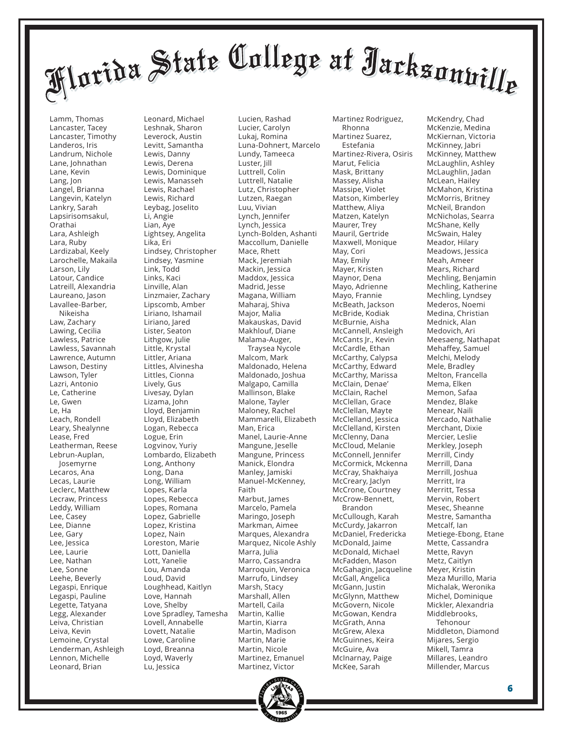# Florida State College at Jacksonville

Lamm, Thomas
Lancaster, Tacey
Lancaster, Timothy
Landeros, Iris
Landrum, Nichole
Lane, Johnathan
Lane, Kevin
Lang, Jon
Langel, Brianna
Langevin, Katelyn
Lankry, Sarah
Lapsirisomsakul, Orathai
Lara, Ashleigh
Lara, Ruby
Lardizabal, Keely
Larochelle, Makaila
Larson, Lily
Latour, Candice
Latreill, Alexandria
Laureano, Jason
Lavallee-Barber, Nikeisha
Law, Zachary
Lawing, Cecilia
Lawless, Patrice
Lawless, Savannah
Lawrence, Autumn
Lawson, Destiny
Lawson, Tyler
Lazri, Antonio
Le, Catherine
Le, Gwen
Le, Ha
Leach, Rondell
Leary, Shealynne
Lease, Fred
Leatherman, Reese
Lebrun-Auplan, Josemyrne
Lecaros, Ana
Lecas, Laurie
Leclerc, Matthew
Lecraw, Princess
Leddy, William
Lee, Casey
Lee, Dianne
Lee, Gary
Lee, Jessica
Lee, Laurie
Lee, Nathan
Lee, Sonne
Leehe, Beverly
Legaspi, Enrique
Legaspi, Pauline
Legette, Tatyana
Legg, Alexander
Leiva, Christian
Leiva, Kevin
Lemoine, Crystal
Lenderman, Ashleigh
Lennon, Michelle
Leonard, Brian
Leonard, Michael
Leshnak, Sharon
Leverock, Austin
Levitt, Samantha
Lewis, Danny
Lewis, Derena
Lewis, Dominique
Lewis, Manasseh
Lewis, Rachael
Lewis, Richard
Leybag, Joselito
Li, Angie
Lian, Aye
Lightsey, Angelita
Lika, Eri
Lindsey, Christopher
Lindsey, Yasmine
Link, Todd
Links, Kaci
Linville, Alan
Linzmaier, Zachary
Lipscomb, Amber
Liriano, Ishamail
Liriano, Jared
Lister, Seaton
Lithgow, Julie
Little, Krystal
Littler, Ariana
Littles, Alvinesha
Littles, Cionna
Lively, Gus
Livesay, Dylan
Lizama, John
Lloyd, Benjamin
Lloyd, Elizabeth
Logan, Rebecca
Logue, Erin
Logvinov, Yuriy
Lombardo, Elizabeth
Long, Anthony
Long, Dana
Long, William
Lopes, Karla
Lopes, Rebecca
Lopes, Romana
Lopez, Gabrielle
Lopez, Kristina
Lopez, Nain
Loreston, Marie
Lott, Daniella
Lott, Yanelie
Lou, Amanda
Loud, David
Loughhead, Kaitlyn
Love, Hannah
Love, Shelby
Love Spradley, Tamesha
Lovell, Annabelle
Lovett, Natalie
Lowe, Caroline
Loyd, Breanna
Loyd, Waverly
Lu, Jessica
Lucien, Rashad
Lucier, Carolyn
Lukaj, Romina
Luna-Dohnert, Marcelo
Lundy, Tameeca
Luster, Jill
Luttrell, Colin
Luttrell, Natalie
Lutz, Christopher
Lutzen, Raegan
Luu, Vivian
Lynch, Jennifer
Lynch, Jessica
Lynch-Bolden, Ashanti
Maccollum, Danielle
Mace, Rhett
Mack, Jeremiah
Mackin, Jessica
Maddox, Jessica
Madrid, Jesse
Magana, William
Maharaj, Shiva
Major, Malia
Makauskas, David
Makhlouf, Diane
Malama-Auger, Traysea Nycole
Malcom, Mark
Maldonado, Helena
Maldonado, Joshua
Malgapo, Camilla
Mallinson, Blake
Malone, Tayler
Maloney, Rachel
Mammarelli, Elizabeth
Man, Erica
Manel, Laurie-Anne
Mangune, Jeselle
Mangune, Princess
Manick, Elondra
Manley, Jamiski
Manuel-McKenney, Faith
Marbut, James
Marcelo, Pamela
Maringo, Joseph
Markman, Aimee
Marques, Alexandra
Marquez, Nicole Ashly
Marra, Julia
Marro, Cassandra
Marroquin, Veronica
Marrufo, Lindsey
Marsh, Stacy
Marshall, Allen
Martell, Caila
Martin, Kallie
Martin, Kiarra
Martin, Madison
Martin, Marie
Martin, Nicole
Martinez, Emanuel
Martinez, Victor
Martinez Rodriguez, Rhonna
Martinez Suarez, Estefania
Martinez-Rivera, Osiris
Marut, Felicia
Mask, Brittany
Massey, Alisha
Massipe, Violet
Matson, Kimberley
Matthew, Aliya
Matzen, Katelyn
Maurer, Trey
Mauril, Gertride
Maxwell, Monique
May, Cori
May, Emily
Mayer, Kristen
Maynor, Dena
Mayo, Adrienne
Mayo, Frannie
McBeath, Jackson
McBride, Kodiak
McBurnie, Aisha
McCannell, Ansleigh
McCants Jr., Kevin
McCardle, Ethan
McCarthy, Calypsa
McCarthy, Edward
McCarthy, Marissa
McClain, Denae'
McClain, Rachel
McClellan, Grace
McClellan, Mayte
McClelland, Jessica
McClelland, Kirsten
McClenny, Dana
McCloud, Melanie
McConnell, Jennifer
McCormick, Mckenna
McCray, Shakhaiya
McCreary, Jaclyn
McCrone, Courtney
McCrow-Bennett, Brandon
McCullough, Karah
McCurdy, Jakarron
McDaniel, Fredericka
McDonald, Jaime
McDonald, Michael
McFadden, Mason
McGahagin, Jacqueline
McGall, Angelica
McGann, Justin
McGlynn, Matthew
McGovern, Nicole
McGowan, Kendra
McGrath, Anna
McGrew, Alexa
McGuinnes, Keira
McGuire, Ava
McInarnay, Paige
McKee, Sarah
McKendry, Chad
McKenzie, Medina
McKiernan, Victoria
McKinney, Jabri
McKinney, Matthew
McLaughlin, Ashley
McLaughlin, Jadan
McLean, Hailey
McMahon, Kristina
McMorris, Britney
McNeil, Brandon
McNicholas, Searra
McShane, Kelly
McSwain, Haley
Meador, Hilary
Meadows, Jessica
Meah, Ameer
Mears, Richard
Mechling, Benjamin
Mechling, Katherine
Mechling, Lyndsey
Mederos, Noemi
Medina, Christian
Mednick, Alan
Medovich, Ari
Meesaeng, Nathapat
Mehaffey, Samuel
Melchi, Melody
Mele, Bradley
Melton, Francella
Mema, Elken
Memon, Safaa
Mendez, Blake
Menear, Naili
Mercado, Nathalie
Merchant, Dixie
Mercier, Leslie
Merkley, Joseph
Merrill, Cindy
Merrill, Dana
Merrill, Joshua
Merritt, Ira
Merritt, Tessa
Mervin, Robert
Mesec, Sheanne
Mestre, Samantha
Metcalf, Ian
Metiege-Ebong, Etane
Mette, Cassandra
Mette, Ravyn
Metz, Caitlyn
Meyer, Kristin
Meza Murillo, Maria
Michalak, Weronika
Michel, Dominique
Mickler, Alexandria
Middlebrooks, Tehonour
Middleton, Diamond
Mijares, Sergio
Mikell, Tamra
Millares, Leandro
Millender, Marcus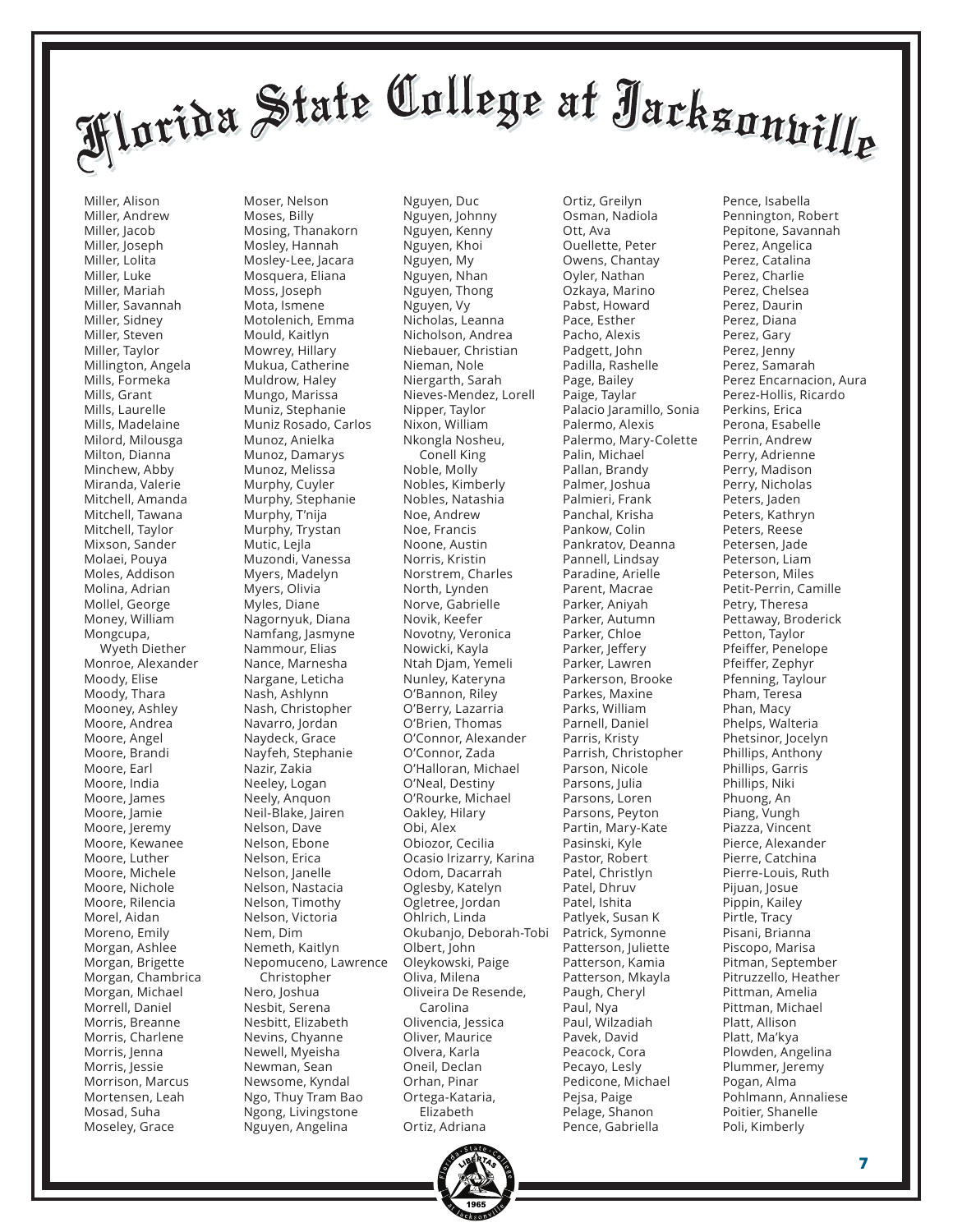# Florida State College at Jacksonville

Miller, Alison
Miller, Andrew
Miller, Jacob
Miller, Joseph
Miller, Lolita
Miller, Luke
Miller, Mariah
Miller, Savannah
Miller, Sidney
Miller, Steven
Miller, Taylor
Millington, Angela
Mills, Formeka
Mills, Grant
Mills, Laurelle
Mills, Madelaine
Milord, Milousga
Milton, Dianna
Minchew, Abby
Miranda, Valerie
Mitchell, Amanda
Mitchell, Tawana
Mitchell, Taylor
Mixson, Sander
Molaei, Pouya
Moles, Addison
Molina, Adrian
Mollel, George
Money, William
Mongcupa, Wyeth Diether
Monroe, Alexander
Moody, Elise
Moody, Thara
Mooney, Ashley
Moore, Andrea
Moore, Angel
Moore, Brandi
Moore, Earl
Moore, India
Moore, James
Moore, Jamie
Moore, Jeremy
Moore, Kewanee
Moore, Luther
Moore, Michele
Moore, Nichole
Moore, Rilencia
Morel, Aidan
Moreno, Emily
Morgan, Ashlee
Morgan, Brigette
Morgan, Chambrica
Morgan, Michael
Morrell, Daniel
Morris, Breanne
Morris, Charlene
Morris, Jenna
Morris, Jessie
Morrison, Marcus
Mortensen, Leah
Mosad, Suha
Moseley, Grace
Moser, Nelson
Moses, Billy
Mosing, Thanakorn
Mosley, Hannah
Mosley-Lee, Jacara
Mosquera, Eliana
Moss, Joseph
Mota, Ismene
Motolenich, Emma
Mould, Kaitlyn
Mowrey, Hillary
Mukua, Catherine
Muldrow, Haley
Mungo, Marissa
Muniz, Stephanie
Muniz Rosado, Carlos
Munoz, Anielka
Munoz, Damarys
Munoz, Melissa
Murphy, Cuyler
Murphy, Stephanie
Murphy, T'nija
Murphy, Trystan
Mutic, Lejla
Muzondi, Vanessa
Myers, Madelyn
Myers, Olivia
Myles, Diane
Nagornyuk, Diana
Namfang, Jasmyne
Nammour, Elias
Nance, Marnesha
Nargane, Leticha
Nash, Ashlynn
Nash, Christopher
Navarro, Jordan
Naydeck, Grace
Nayfeh, Stephanie
Nazir, Zakia
Neeley, Logan
Neely, Anquon
Neil-Blake, Jairen
Nelson, Dave
Nelson, Ebone
Nelson, Erica
Nelson, Janelle
Nelson, Nastacia
Nelson, Timothy
Nelson, Victoria
Nem, Dim
Nemeth, Kaitlyn
Nepomuceno, Lawrence Christopher
Nero, Joshua
Nesbit, Serena
Nesbitt, Elizabeth
Nevins, Chyanne
Newell, Myeisha
Newman, Sean
Newsome, Kyndal
Ngo, Thuy Tram Bao
Ngong, Livingstone
Nguyen, Angelina
Nguyen, Duc
Nguyen, Johnny
Nguyen, Kenny
Nguyen, Khoi
Nguyen, My
Nguyen, Nhan
Nguyen, Thong
Nguyen, Vy
Nicholas, Leanna
Nicholson, Andrea
Niebauer, Christian
Nieman, Nole
Niergarth, Sarah
Nieves-Mendez, Lorell
Nipper, Taylor
Nixon, William
Nkongla Nosheu, Conell King
Noble, Molly
Nobles, Kimberly
Nobles, Natashia
Noe, Andrew
Noe, Francis
Noone, Austin
Norris, Kristin
Norstrem, Charles
North, Lynden
Norve, Gabrielle
Novik, Keefer
Novotny, Veronica
Nowicki, Kayla
Ntah Djam, Yemeli
Nunley, Kateryna
O'Bannon, Riley
O'Berry, Lazarria
O'Brien, Thomas
O'Connor, Alexander
O'Connor, Zada
O'Halloran, Michael
O'Neal, Destiny
O'Rourke, Michael
Oakley, Hilary
Obi, Alex
Obiozor, Cecilia
Ocasio Irizarry, Karina
Odom, Dacarrah
Oglesby, Katelyn
Ogletree, Jordan
Ohlrich, Linda
Okubanjo, Deborah-Tobi
Olbert, John
Oleykowski, Paige
Oliva, Milena
Oliveira De Resende, Carolina
Olivencia, Jessica
Oliver, Maurice
Olvera, Karla
Oneil, Declan
Orhan, Pinar
Ortega-Kataria, Elizabeth
Ortiz, Adriana
Ortiz, Greilyn
Osman, Nadiola
Ott, Ava
Ouellette, Peter
Owens, Chantay
Oyler, Nathan
Ozkaya, Marino
Pabst, Howard
Pace, Esther
Pacho, Alexis
Padgett, John
Padilla, Rashelle
Page, Bailey
Paige, Taylar
Palacio Jaramillo, Sonia
Palermo, Alexis
Palermo, Mary-Colette
Palin, Michael
Pallan, Brandy
Palmer, Joshua
Palmieri, Frank
Panchal, Krisha
Pankow, Colin
Pankratov, Deanna
Pannell, Lindsay
Paradine, Arielle
Parent, Macrae
Parker, Aniyah
Parker, Autumn
Parker, Chloe
Parker, Jeffery
Parker, Lawren
Parkerson, Brooke
Parkes, Maxine
Parks, William
Parnell, Daniel
Parris, Kristy
Parrish, Christopher
Parson, Nicole
Parsons, Julia
Parsons, Loren
Parsons, Peyton
Partin, Mary-Kate
Pasinski, Kyle
Pastor, Robert
Patel, Christlyn
Patel, Dhruv
Patel, Ishita
Patlyek, Susan K
Patrick, Symonne
Patterson, Juliette
Patterson, Kamia
Patterson, Mkayla
Paugh, Cheryl
Paul, Nya
Paul, Wilzadiah
Pavek, David
Peacock, Cora
Pecayo, Lesly
Pedicone, Michael
Pejsa, Paige
Pelage, Shanon
Pence, Gabriella
Pence, Isabella
Pennington, Robert
Pepitone, Savannah
Perez, Angelica
Perez, Catalina
Perez, Charlie
Perez, Chelsea
Perez, Daurin
Perez, Diana
Perez, Gary
Perez, Jenny
Perez, Samarah
Perez Encarnacion, Aura
Perez-Hollis, Ricardo
Perkins, Erica
Perona, Esabelle
Perrin, Andrew
Perry, Adrienne
Perry, Madison
Perry, Nicholas
Peters, Jaden
Peters, Kathryn
Peters, Reese
Petersen, Jade
Peterson, Liam
Peterson, Miles
Petit-Perrin, Camille
Petry, Theresa
Pettaway, Broderick
Petton, Taylor
Pfeiffer, Penelope
Pfeiffer, Zephyr
Pfenning, Taylour
Pham, Teresa
Phan, Macy
Phelps, Walteria
Phetsinor, Jocelyn
Phillips, Anthony
Phillips, Garris
Phillips, Niki
Phuong, An
Piang, Vungh
Piazza, Vincent
Pierce, Alexander
Pierre, Catchina
Pierre-Louis, Ruth
Pijuan, Josue
Pippin, Kailey
Pirtle, Tracy
Pisani, Brianna
Piscopo, Marisa
Pitman, September
Pitruzzello, Heather
Pittman, Amelia
Pittman, Michael
Platt, Allison
Platt, Ma'kya
Plowden, Angelina
Plummer, Jeremy
Pogan, Alma
Pohlmann, Annaliese
Poitier, Shanelle
Poli, Kimberly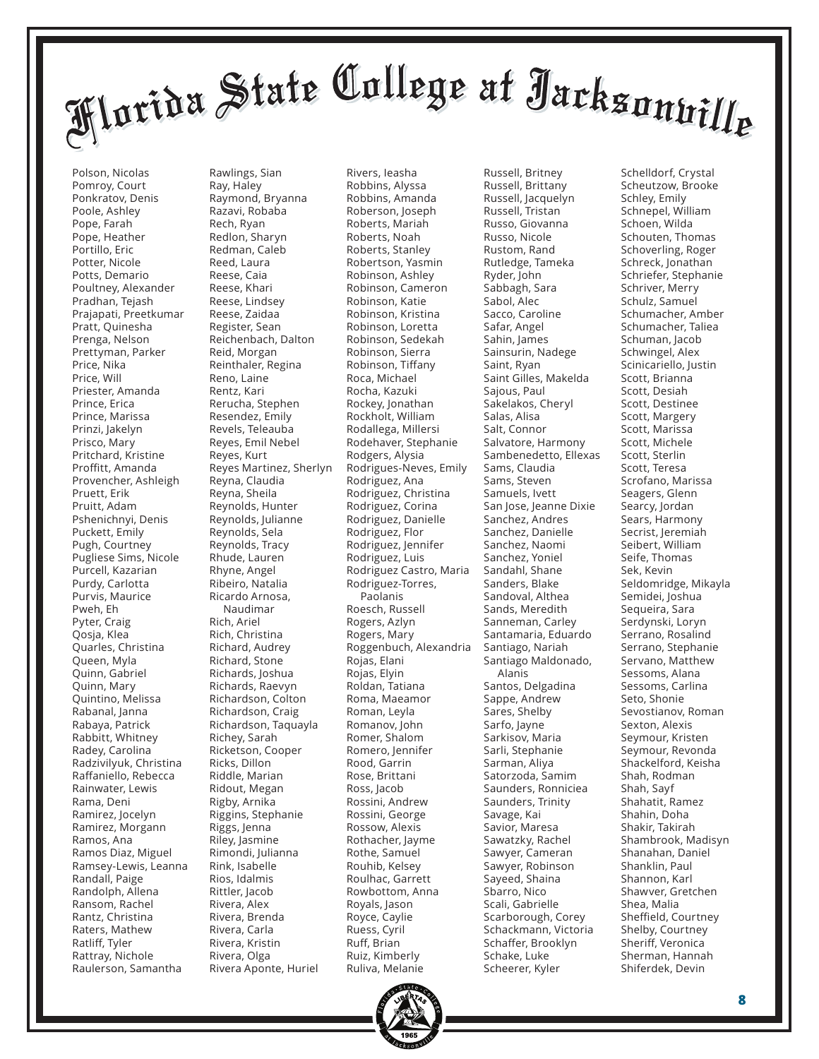# Florida State College at Jacksonville

Polson, Nicolas
Pomroy, Court
Ponkratov, Denis
Poole, Ashley
Pope, Farah
Pope, Heather
Portillo, Eric
Potter, Nicole
Potts, Demario
Poultney, Alexander
Pradhan, Tejash
Prajapati, Preetkumar
Pratt, Quinesha
Prenga, Nelson
Prettyman, Parker
Price, Nika
Price, Will
Priester, Amanda
Prince, Erica
Prince, Marissa
Prinzi, Jakelyn
Prisco, Mary
Pritchard, Kristine
Proffitt, Amanda
Provencher, Ashleigh
Pruett, Erik
Pruitt, Adam
Pshenichnyi, Denis
Puckett, Emily
Pugh, Courtney
Pugliese Sims, Nicole
Purcell, Kazarian
Purdy, Carlotta
Purvis, Maurice
Pweh, Eh
Pyter, Craig
Qosja, Klea
Quarles, Christina
Queen, Myla
Quinn, Gabriel
Quinn, Mary
Quintino, Melissa
Rabanal, Janna
Rabaya, Patrick
Rabbitt, Whitney
Radey, Carolina
Radzivilyuk, Christina
Raffaniello, Rebecca
Rainwater, Lewis
Rama, Deni
Ramirez, Jocelyn
Ramirez, Morgann
Ramos, Ana
Ramos Diaz, Miguel
Ramsey-Lewis, Leanna
Randall, Paige
Randolph, Allena
Ransom, Rachel
Rantz, Christina
Raters, Mathew
Ratliff, Tyler
Rattray, Nichole
Raulerson, Samantha
Rawlings, Sian
Ray, Haley
Raymond, Bryanna
Razavi, Robaba
Rech, Ryan
Redlon, Sharyn
Redman, Caleb
Reed, Laura
Reese, Caia
Reese, Khari
Reese, Lindsey
Reese, Zaidaa
Register, Sean
Reichenbach, Dalton
Reid, Morgan
Reinthaler, Regina
Reno, Laine
Rentz, Kari
Rerucha, Stephen
Resendez, Emily
Revels, Teleauba
Reyes, Emil Nebel
Reyes, Kurt
Reyes Martinez, Sherlyn
Reyna, Claudia
Reyna, Sheila
Reynolds, Hunter
Reynolds, Julianne
Reynolds, Sela
Reynolds, Tracy
Rhude, Lauren
Rhyne, Angel
Ribeiro, Natalia
Ricardo Arnosa, Naudimar
Rich, Ariel
Rich, Christina
Richard, Audrey
Richard, Stone
Richards, Joshua
Richards, Raevyn
Richardson, Colton
Richardson, Craig
Richardson, Taquayla
Richey, Sarah
Ricketson, Cooper
Ricks, Dillon
Riddle, Marian
Ridout, Megan
Rigby, Arnika
Riggins, Stephanie
Riggs, Jenna
Riley, Jasmine
Rimondi, Julianna
Rink, Isabelle
Rios, Idalmis
Rittler, Jacob
Rivera, Alex
Rivera, Brenda
Rivera, Carla
Rivera, Kristin
Rivera, Olga
Rivera Aponte, Huriel
Rivers, Ieasha
Robbins, Alyssa
Robbins, Amanda
Roberson, Joseph
Roberts, Mariah
Roberts, Noah
Roberts, Stanley
Robertson, Yasmin
Robinson, Ashley
Robinson, Cameron
Robinson, Katie
Robinson, Kristina
Robinson, Loretta
Robinson, Sedekah
Robinson, Sierra
Robinson, Tiffany
Roca, Michael
Rocha, Kazuki
Rockey, Jonathan
Rockholt, William
Rodallega, Millersi
Rodehaver, Stephanie
Rodgers, Alysia
Rodrigues-Neves, Emily
Rodriguez, Ana
Rodriguez, Christina
Rodriguez, Corina
Rodriguez, Danielle
Rodriguez, Flor
Rodriguez, Jennifer
Rodriguez, Luis
Rodriguez Castro, Maria
Rodriguez-Torres, Paolanis
Roesch, Russell
Rogers, Azlyn
Rogers, Mary
Roggenbuch, Alexandria
Rojas, Elani
Rojas, Elyin
Roldan, Tatiana
Roma, Maeamor
Roman, Leyla
Romanov, John
Romer, Shalom
Romero, Jennifer
Rood, Garrin
Rose, Brittani
Ross, Jacob
Rossini, Andrew
Rossini, George
Rossow, Alexis
Rothacher, Jayme
Rothe, Samuel
Rouhib, Kelsey
Roulhac, Garrett
Rowbottom, Anna
Royals, Jason
Royce, Caylie
Ruess, Cyril
Ruff, Brian
Ruiz, Kimberly
Ruliva, Melanie
Russell, Britney
Russell, Brittany
Russell, Jacquelyn
Russell, Tristan
Russo, Giovanna
Russo, Nicole
Rustom, Rand
Rutledge, Tameka
Ryder, John
Sabbagh, Sara
Sabol, Alec
Sacco, Caroline
Safar, Angel
Sahin, James
Sainsurin, Nadege
Saint, Ryan
Saint Gilles, Makelda
Sajous, Paul
Sakelakos, Cheryl
Salas, Alisa
Salt, Connor
Salvatore, Harmony
Sambenedetto, Ellexas
Sams, Claudia
Sams, Steven
Samuels, Ivett
San Jose, Jeanne Dixie
Sanchez, Andres
Sanchez, Danielle
Sanchez, Naomi
Sanchez, Yoniel
Sandahl, Shane
Sanders, Blake
Sandoval, Althea
Sands, Meredith
Sanneman, Carley
Santamaria, Eduardo
Santiago, Nariah
Santiago Maldonado, Alanis
Santos, Delgadina
Sappe, Andrew
Sares, Shelby
Sarfo, Jayne
Sarkisov, Maria
Sarli, Stephanie
Sarman, Aliya
Satorzoda, Samim
Saunders, Ronniciea
Saunders, Trinity
Savage, Kai
Savior, Maresa
Sawatzky, Rachel
Sawyer, Cameran
Sawyer, Robinson
Sayeed, Shaina
Sbarro, Nico
Scali, Gabrielle
Scarborough, Corey
Schackmann, Victoria
Schaffer, Brooklyn
Schake, Luke
Scheerer, Kyler
Schelldorf, Crystal
Scheutzow, Brooke
Schley, Emily
Schnepel, William
Schoen, Wilda
Schouten, Thomas
Schoverling, Roger
Schreck, Jonathan
Schriefer, Stephanie
Schriver, Merry
Schulz, Samuel
Schumacher, Amber
Schumacher, Taliea
Schuman, Jacob
Schwingel, Alex
Scinicariello, Justin
Scott, Brianna
Scott, Desiah
Scott, Destinee
Scott, Margery
Scott, Marissa
Scott, Michele
Scott, Sterlin
Scott, Teresa
Scrofano, Marissa
Seagers, Glenn
Searcy, Jordan
Sears, Harmony
Secrist, Jeremiah
Seibert, William
Seife, Thomas
Sek, Kevin
Seldomridge, Mikayla
Semidei, Joshua
Sequeira, Sara
Serdynski, Loryn
Serrano, Rosalind
Serrano, Stephanie
Servano, Matthew
Sessoms, Alana
Sessoms, Carlina
Seto, Shonie
Sevostianov, Roman
Sexton, Alexis
Seymour, Kristen
Seymour, Revonda
Shackelford, Keisha
Shah, Rodman
Shah, Sayf
Shahatit, Ramez
Shahin, Doha
Shakir, Takirah
Shambrook, Madisyn
Shanahan, Daniel
Shanklin, Paul
Shannon, Karl
Shawver, Gretchen
Shea, Malia
Sheffield, Courtney
Shelby, Courtney
Sheriff, Veronica
Sherman, Hannah
Shiferdek, Devin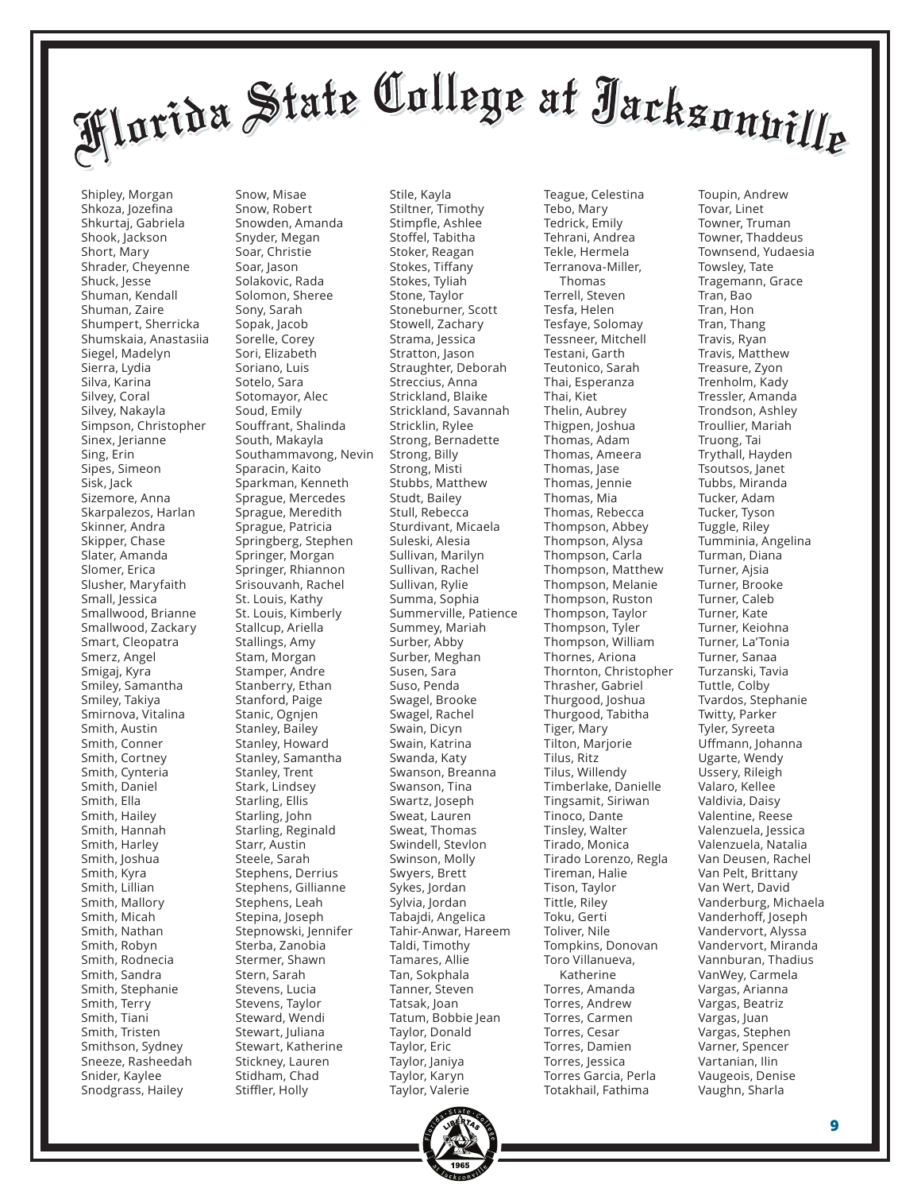# Florida State College at Jacksonville

Shipley, Morgan
Shkoza, Jozefina
Shkurtaj, Gabriela
Shook, Jackson
Short, Mary
Shrader, Cheyenne
Shuck, Jesse
Shuman, Kendall
Shuman, Zaire
Shumpert, Sherricka
Shumskaia, Anastasiia
Siegel, Madelyn
Sierra, Lydia
Silva, Karina
Silvey, Coral
Silvey, Nakayla
Simpson, Christopher
Sinex, Jerianne
Sing, Erin
Sipes, Simeon
Sisk, Jack
Sizemore, Anna
Skarpalezos, Harlan
Skinner, Andra
Skipper, Chase
Slater, Amanda
Slomer, Erica
Slusher, Maryfaith
Small, Jessica
Smallwood, Brianne
Smallwood, Zackary
Smart, Cleopatra
Smerz, Angel
Smigaj, Kyra
Smiley, Samantha
Smiley, Takiya
Smirnova, Vitalina
Smith, Austin
Smith, Conner
Smith, Cortney
Smith, Cynteria
Smith, Daniel
Smith, Ella
Smith, Hailey
Smith, Hannah
Smith, Harley
Smith, Joshua
Smith, Kyra
Smith, Lillian
Smith, Mallory
Smith, Micah
Smith, Nathan
Smith, Robyn
Smith, Rodnecia
Smith, Sandra
Smith, Stephanie
Smith, Terry
Smith, Tiani
Smith, Tristen
Smithson, Sydney
Sneeze, Rasheedah
Snider, Kaylee
Snodgrass, Hailey
Snow, Misae
Snow, Robert
Snowden, Amanda
Snyder, Megan
Soar, Christie
Soar, Jason
Solakovic, Rada
Solomon, Sheree
Sony, Sarah
Sopak, Jacob
Sorelle, Corey
Sori, Elizabeth
Soriano, Luis
Sotelo, Sara
Sotomayor, Alec
Soud, Emily
Souffrant, Shalinda
South, Makayla
Southammavong, Nevin
Sparacin, Kaito
Sparkman, Kenneth
Sprague, Mercedes
Sprague, Meredith
Sprague, Patricia
Springberg, Stephen
Springer, Morgan
Springer, Rhiannon
Srisouvanh, Rachel
St. Louis, Kathy
St. Louis, Kimberly
Stallcup, Ariella
Stallings, Amy
Stam, Morgan
Stamper, Andre
Stanberry, Ethan
Stanford, Paige
Stanic, Ognjen
Stanley, Bailey
Stanley, Howard
Stanley, Samantha
Stanley, Trent
Stark, Lindsey
Starling, Ellis
Starling, John
Starling, Reginald
Starr, Austin
Steele, Sarah
Stephens, Derrius
Stephens, Gillianne
Stephens, Leah
Stepina, Joseph
Stepnowski, Jennifer
Sterba, Zanobia
Stermer, Shawn
Stern, Sarah
Stevens, Lucia
Stevens, Taylor
Steward, Wendi
Stewart, Juliana
Stewart, Katherine
Stickney, Lauren
Stidham, Chad
Stiffler, Holly
Stile, Kayla
Stiltner, Timothy
Stimpfle, Ashlee
Stoffel, Tabitha
Stoker, Reagan
Stokes, Tiffany
Stokes, Tyliah
Stone, Taylor
Stoneburner, Scott
Stowell, Zachary
Strama, Jessica
Stratton, Jason
Straughter, Deborah
Streccius, Anna
Strickland, Blaike
Strickland, Savannah
Stricklin, Rylee
Strong, Bernadette
Strong, Billy
Strong, Misti
Stubbs, Matthew
Studt, Bailey
Stull, Rebecca
Sturdivant, Micaela
Suleski, Alesia
Sullivan, Marilyn
Sullivan, Rachel
Sullivan, Rylie
Summa, Sophia
Summerville, Patience
Summey, Mariah
Surber, Abby
Surber, Meghan
Susen, Sara
Suso, Penda
Swagel, Brooke
Swagel, Rachel
Swain, Dicyn
Swain, Katrina
Swanda, Katy
Swanson, Breanna
Swanson, Tina
Swartz, Joseph
Sweat, Lauren
Sweat, Thomas
Swindell, Stevlon
Swinson, Molly
Swyers, Brett
Sykes, Jordan
Sylvia, Jordan
Tabajdi, Angelica
Tahir-Anwar, Hareem
Taldi, Timothy
Tamares, Allie
Tan, Sokphala
Tanner, Steven
Tatsak, Joan
Tatum, Bobbie Jean
Taylor, Donald
Taylor, Eric
Taylor, Janiya
Taylor, Karyn
Taylor, Valerie
Teague, Celestina
Tebo, Mary
Tedrick, Emily
Tehrani, Andrea
Tekle, Hermela
Terranova-Miller, Thomas
Terrell, Steven
Tesfa, Helen
Tesfaye, Solomay
Tessneer, Mitchell
Testani, Garth
Teutonico, Sarah
Thai, Esperanza
Thai, Kiet
Thelin, Aubrey
Thigpen, Joshua
Thomas, Adam
Thomas, Ameera
Thomas, Jase
Thomas, Jennie
Thomas, Mia
Thomas, Rebecca
Thompson, Abbey
Thompson, Alysa
Thompson, Carla
Thompson, Matthew
Thompson, Melanie
Thompson, Ruston
Thompson, Taylor
Thompson, Tyler
Thompson, William
Thornes, Ariona
Thornton, Christopher
Thrasher, Gabriel
Thurgood, Joshua
Thurgood, Tabitha
Tiger, Mary
Tilton, Marjorie
Tilus, Ritz
Tilus, Willendy
Timberlake, Danielle
Tingsamit, Siriwan
Tinoco, Dante
Tinsley, Walter
Tirado, Monica
Tirado Lorenzo, Regla
Tireman, Halie
Tison, Taylor
Tittle, Riley
Toku, Gerti
Toliver, Nile
Tompkins, Donovan
Toro Villanueva, Katherine
Torres, Amanda
Torres, Andrew
Torres, Carmen
Torres, Cesar
Torres, Damien
Torres, Jessica
Torres Garcia, Perla
Totakhail, Fathima
Toupin, Andrew
Tovar, Linet
Towner, Truman
Towner, Thaddeus
Townsend, Yudaesia
Towsley, Tate
Tragemann, Grace
Tran, Bao
Tran, Hon
Tran, Thang
Travis, Ryan
Travis, Matthew
Treasure, Zyon
Trenholm, Kady
Tressler, Amanda
Trondson, Ashley
Troullier, Mariah
Truong, Tai
Trythall, Hayden
Tsoutsos, Janet
Tubbs, Miranda
Tucker, Adam
Tucker, Tyson
Tuggle, Riley
Tumminia, Angelina
Turman, Diana
Turner, Ajsia
Turner, Brooke
Turner, Caleb
Turner, Kate
Turner, Keiohna
Turner, La'Tonia
Turner, Sanaa
Turzanski, Tavia
Tuttle, Colby
Tvardos, Stephanie
Twitty, Parker
Tyler, Syreeta
Uffmann, Johanna
Ugarte, Wendy
Ussery, Rileigh
Valaro, Kellee
Valdivia, Daisy
Valentine, Reese
Valenzuela, Jessica
Valenzuela, Natalia
Van Deusen, Rachel
Van Pelt, Brittany
Van Wert, David
Vanderburg, Michaela
Vanderhoff, Joseph
Vandervort, Alyssa
Vandervort, Miranda
Vannburan, Thadius
VanWey, Carmela
Vargas, Arianna
Vargas, Beatriz
Vargas, Juan
Vargas, Stephen
Varner, Spencer
Vartanian, Ilin
Vaugeois, Denise
Vaughn, Sharla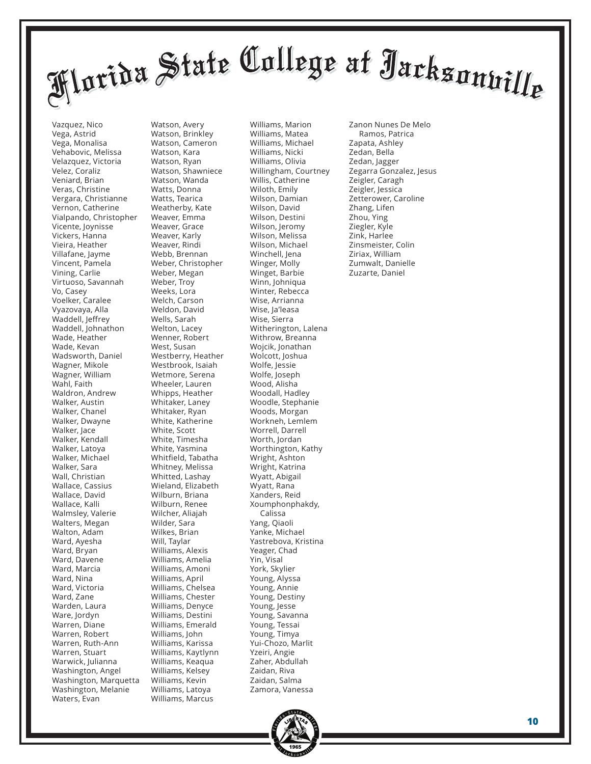# Florida State College at Jacksonville

Vazquez, Nico
Vega, Astrid
Vega, Monalisa
Vehabovic, Melissa
Velazquez, Victoria
Velez, Coraliz
Veniard, Brian
Veras, Christine
Vergara, Christianne
Vernon, Catherine
Vialpando, Christopher
Vicente, Joynisse
Vickers, Hanna
Vieira, Heather
Villafane, Jayme
Vincent, Pamela
Vining, Carlie
Virtuoso, Savannah
Vo, Casey
Voelker, Caralee
Vyazovaya, Alla
Waddell, Jeffrey
Waddell, Johnathon
Wade, Heather
Wade, Kevan
Wadsworth, Daniel
Wagner, Mikole
Wagner, William
Wahl, Faith
Waldron, Andrew
Walker, Austin
Walker, Chanel
Walker, Dwayne
Walker, Jace
Walker, Kendall
Walker, Latoya
Walker, Michael
Walker, Sara
Wall, Christian
Wallace, Cassius
Wallace, David
Wallace, Kalli
Walmsley, Valerie
Walters, Megan
Walton, Adam
Ward, Ayesha
Ward, Bryan
Ward, Davene
Ward, Marcia
Ward, Nina
Ward, Victoria
Ward, Zane
Warden, Laura
Ware, Jordyn
Warren, Diane
Warren, Robert
Warren, Ruth-Ann
Warren, Stuart
Warwick, Julianna
Washington, Angel
Washington, Marquetta
Washington, Melanie
Waters, Evan
Watson, Avery
Watson, Brinkley
Watson, Cameron
Watson, Kara
Watson, Ryan
Watson, Shawniece
Watson, Wanda
Watts, Donna
Watts, Tearica
Weatherby, Kate
Weaver, Emma
Weaver, Grace
Weaver, Karly
Weaver, Rindi
Webb, Brennan
Weber, Christopher
Weber, Megan
Weber, Troy
Weeks, Lora
Welch, Carson
Weldon, David
Wells, Sarah
Welton, Lacey
Wenner, Robert
West, Susan
Westberry, Heather
Westbrook, Isaiah
Wetmore, Serena
Wheeler, Lauren
Whipps, Heather
Whitaker, Laney
Whitaker, Ryan
White, Katherine
White, Scott
White, Timesha
White, Yasmina
Whitfield, Tabatha
Whitney, Melissa
Whitted, Lashay
Wieland, Elizabeth
Wilburn, Briana
Wilburn, Renee
Wilcher, Aliajah
Wilder, Sara
Wilkes, Brian
Will, Taylar
Williams, Alexis
Williams, Amelia
Williams, Amoni
Williams, April
Williams, Chelsea
Williams, Chester
Williams, Denyce
Williams, Destini
Williams, Emerald
Williams, John
Williams, Karissa
Williams, Kaytlynn
Williams, Keaqua
Williams, Kelsey
Williams, Kevin
Williams, Latoya
Williams, Marcus
Williams, Marion
Williams, Matea
Williams, Michael
Williams, Nicki
Williams, Olivia
Willingham, Courtney
Willis, Catherine
Wiloth, Emily
Wilson, Damian
Wilson, David
Wilson, Destini
Wilson, Jeromy
Wilson, Melissa
Wilson, Michael
Winchell, Jena
Winger, Molly
Winget, Barbie
Winn, Johniqua
Winter, Rebecca
Wise, Arrianna
Wise, Ja'leasa
Wise, Sierra
Witherington, Lalena
Withrow, Breanna
Wojcik, Jonathan
Wolcott, Joshua
Wolfe, Jessie
Wolfe, Joseph
Wood, Alisha
Woodall, Hadley
Woodle, Stephanie
Woods, Morgan
Workneh, Lemlem
Worrell, Darrell
Worth, Jordan
Worthington, Kathy
Wright, Ashton
Wright, Katrina
Wyatt, Abigail
Wyatt, Rana
Xanders, Reid
Xoumphonphakdy, Calissa
Yang, Qiaoli
Yanke, Michael
Yastrebova, Kristina
Yeager, Chad
Yin, Visal
York, Skylier
Young, Alyssa
Young, Annie
Young, Destiny
Young, Jesse
Young, Savanna
Young, Tessai
Young, Timya
Yui-Chozo, Marlit
Yzeiri, Angie
Zaher, Abdullah
Zaidan, Riva
Zaidan, Salma
Zamora, Vanessa
Zanon Nunes De Melo Ramos, Patrica
Zapata, Ashley
Zedan, Bella
Zedan, Jagger
Zegarra Gonzalez, Jesus
Zeigler, Caragh
Zeigler, Jessica
Zetterower, Caroline
Zhang, Lifen
Zhou, Ying
Ziegler, Kyle
Zink, Harlee
Zinsmeister, Colin
Ziriax, William
Zumwalt, Danielle
Zuzarte, Daniel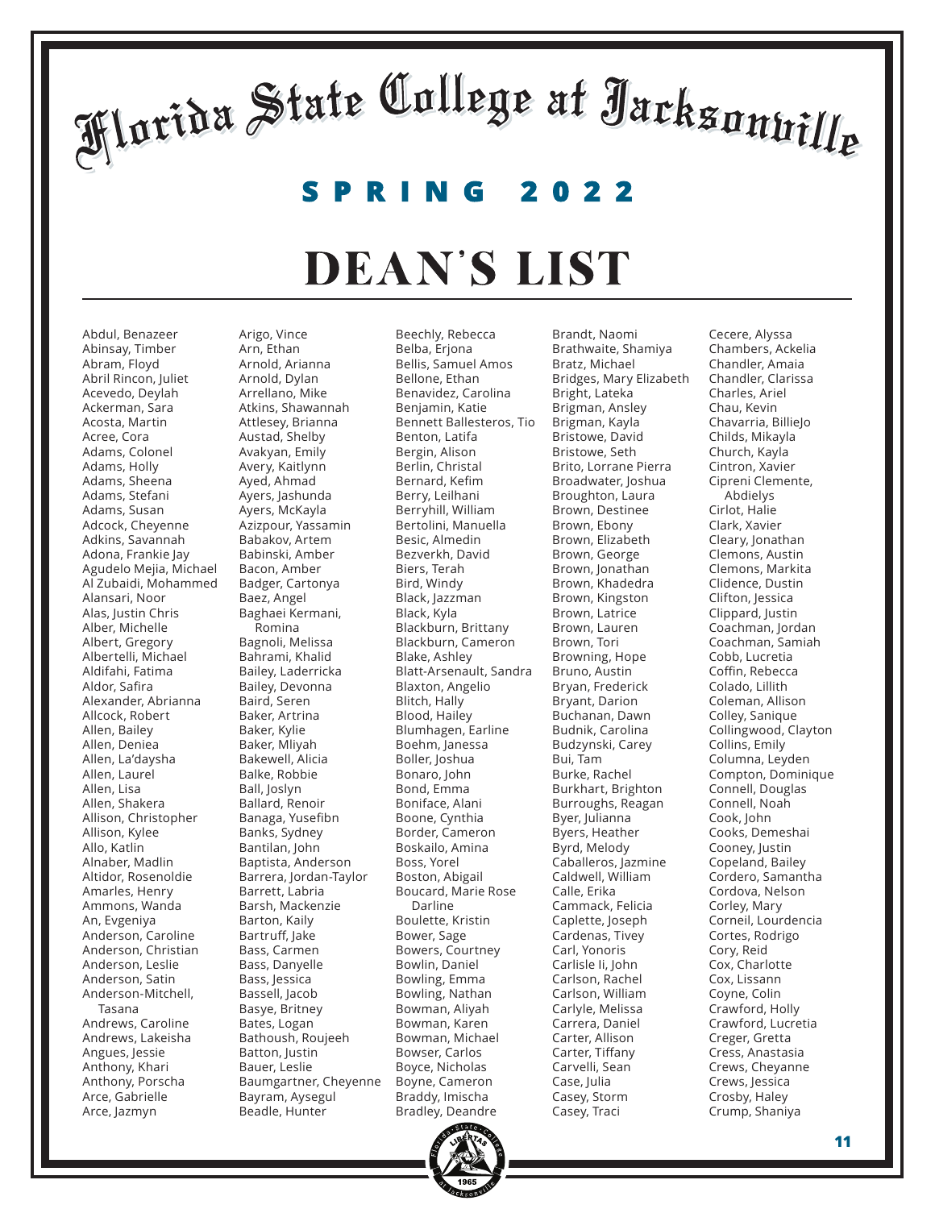# Florida State College at Jacksonville

## SPRING 2022

# DEAN'S LIST

Abdul, Benazeer
Abinsay, Timber
Abram, Floyd
Abril Rincon, Juliet
Acevedo, Deylah
Ackerman, Sara
Acosta, Martin
Acree, Cora
Adams, Colonel
Adams, Holly
Adams, Sheena
Adams, Stefani
Adams, Susan
Adcock, Cheyenne
Adkins, Savannah
Adona, Frankie Jay
Agudelo Mejia, Michael
Al Zubaidi, Mohammed
Alansari, Noor
Alas, Justin Chris
Alber, Michelle
Albert, Gregory
Albertelli, Michael
Aldifahi, Fatima
Aldor, Safira
Alexander, Abrianna
Allcock, Robert
Allen, Bailey
Allen, Deniea
Allen, La'daysha
Allen, Laurel
Allen, Lisa
Allen, Shakera
Allison, Christopher
Allison, Kylee
Allo, Katlin
Alnaber, Madlin
Altidor, Rosenoldie
Amarles, Henry
Ammons, Wanda
An, Evgeniya
Anderson, Caroline
Anderson, Christian
Anderson, Leslie
Anderson, Satin
Anderson-Mitchell, Tasana
Andrews, Caroline
Andrews, Lakeisha
Angues, Jessie
Anthony, Khari
Anthony, Porscha
Arce, Gabrielle
Arce, Jazmyn
Arigo, Vince
Arn, Ethan
Arnold, Arianna
Arnold, Dylan
Arrellano, Mike
Atkins, Shawannah
Attlesey, Brianna
Austad, Shelby
Avakyan, Emily
Avery, Kaitlynn
Ayed, Ahmad
Ayers, Jashunda
Ayers, McKayla
Azizpour, Yassamin
Babakov, Artem
Babinski, Amber
Bacon, Amber
Badger, Cartonya
Baez, Angel
Baghaei Kermani, Romina
Bagnoli, Melissa
Bahrami, Khalid
Bailey, Laderricka
Bailey, Devonna
Baird, Seren
Baker, Artrina
Baker, Kylie
Baker, Mliyah
Bakewell, Alicia
Balke, Robbie
Ball, Joslyn
Ballard, Renoir
Banaga, Yusefibn
Banks, Sydney
Bantilan, John
Baptista, Anderson
Barrera, Jordan-Taylor
Barrett, Labria
Barsh, Mackenzie
Barton, Kaily
Bartruff, Jake
Bass, Carmen
Bass, Danyelle
Bass, Jessica
Bassell, Jacob
Basye, Britney
Bates, Logan
Bathoush, Roujeeh
Batton, Justin
Bauer, Leslie
Baumgartner, Cheyenne
Bayram, Aysegul
Beadle, Hunter
Beechly, Rebecca
Belba, Erjona
Bellis, Samuel Amos
Bellone, Ethan
Benavidez, Carolina
Benjamin, Katie
Bennett Ballesteros, Tio
Benton, Latifa
Bergin, Alison
Berlin, Christal
Bernard, Kefim
Berry, Leilhani
Berryhill, William
Bertolini, Manuella
Besic, Almedin
Bezverkh, David
Biers, Terah
Bird, Windy
Black, Jazzman
Black, Kyla
Blackburn, Brittany
Blackburn, Cameron
Blake, Ashley
Blatt-Arsenault, Sandra
Blaxton, Angelio
Blitch, Hally
Blood, Hailey
Blumhagen, Earline
Boehm, Janessa
Boller, Joshua
Bonaro, John
Bond, Emma
Boniface, Alani
Boone, Cynthia
Border, Cameron
Boskailo, Amina
Boss, Yorel
Boston, Abigail
Boucard, Marie Rose Darline
Boulette, Kristin
Bower, Sage
Bowers, Courtney
Bowlin, Daniel
Bowling, Emma
Bowling, Nathan
Bowman, Aliyah
Bowman, Karen
Bowman, Michael
Bowser, Carlos
Boyce, Nicholas
Boyne, Cameron
Braddy, Imischa
Bradley, Deandre
Brandt, Naomi
Brathwaite, Shamiya
Bratz, Michael
Bridges, Mary Elizabeth
Bright, Lateka
Brigman, Ansley
Brigman, Kayla
Bristowe, David
Bristowe, Seth
Brito, Lorrane Pierra
Broadwater, Joshua
Broughton, Laura
Brown, Destinee
Brown, Ebony
Brown, Elizabeth
Brown, George
Brown, Jonathan
Brown, Khadedra
Brown, Kingston
Brown, Latrice
Brown, Lauren
Brown, Tori
Browning, Hope
Bruno, Austin
Bryan, Frederick
Bryant, Darion
Buchanan, Dawn
Budnik, Carolina
Budzynski, Carey
Bui, Tam
Burke, Rachel
Burkhart, Brighton
Burroughs, Reagan
Byer, Julianna
Byers, Heather
Byrd, Melody
Caballeros, Jazmine
Caldwell, William
Calle, Erika
Cammack, Felicia
Caplette, Joseph
Cardenas, Tivey
Carl, Yonoris
Carlisle Ii, John
Carlson, Rachel
Carlson, William
Carlyle, Melissa
Carrera, Daniel
Carter, Allison
Carter, Tiffany
Carvelli, Sean
Case, Julia
Casey, Storm
Casey, Traci
Cecere, Alyssa
Chambers, Ackelia
Chandler, Amaia
Chandler, Clarissa
Charles, Ariel
Chau, Kevin
Chavarria, BillieJo
Childs, Mikayla
Church, Kayla
Cintron, Xavier
Cipreni Clemente, Abdielys
Cirlot, Halie
Clark, Xavier
Cleary, Jonathan
Clemons, Austin
Clemons, Markita
Clidence, Dustin
Clifton, Jessica
Clippard, Justin
Coachman, Jordan
Coachman, Samiah
Cobb, Lucretia
Coffin, Rebecca
Colado, Lillith
Coleman, Allison
Colley, Sanique
Collingwood, Clayton
Collins, Emily
Columna, Leyden
Compton, Dominique
Connell, Douglas
Connell, Noah
Cook, John
Cooks, Demeshai
Cooney, Justin
Copeland, Bailey
Cordero, Samantha
Cordova, Nelson
Corley, Mary
Corneil, Lourdencia
Cortes, Rodrigo
Cory, Reid
Cox, Charlotte
Cox, Lissann
Coyne, Colin
Crawford, Holly
Crawford, Lucretia
Creger, Gretta
Cress, Anastasia
Crews, Cheyanne
Crews, Jessica
Crosby, Haley
Crump, Shaniya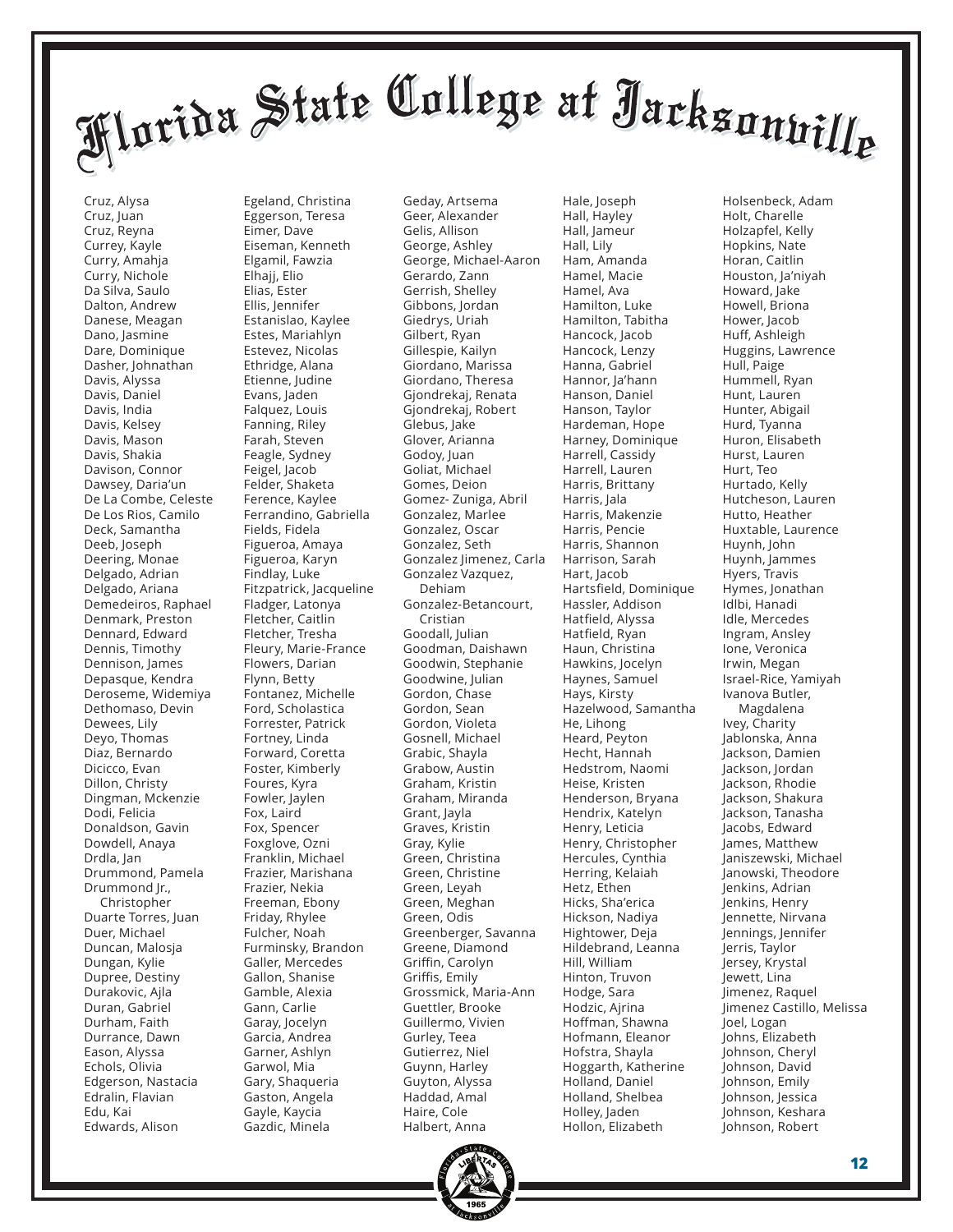# Florida State College at Jacksonville

Cruz, Alysa
Cruz, Juan
Cruz, Reyna
Currey, Kayle
Curry, Amahja
Curry, Nichole
Da Silva, Saulo
Dalton, Andrew
Danese, Meagan
Dano, Jasmine
Dare, Dominique
Dasher, Johnathan
Davis, Alyssa
Davis, Daniel
Davis, India
Davis, Kelsey
Davis, Mason
Davis, Shakia
Davison, Connor
Dawsey, Daria'un
De La Combe, Celeste
De Los Rios, Camilo
Deck, Samantha
Deeb, Joseph
Deering, Monae
Delgado, Adrian
Delgado, Ariana
Demedeiros, Raphael
Denmark, Preston
Dennard, Edward
Dennis, Timothy
Dennison, James
Depasque, Kendra
Deroseme, Widemiya
Dethomaso, Devin
Dewees, Lily
Deyo, Thomas
Diaz, Bernardo
Dicicco, Evan
Dillon, Christy
Dingman, Mckenzie
Dodi, Felicia
Donaldson, Gavin
Dowdell, Anaya
Drdla, Jan
Drummond, Pamela
Drummond Jr., Christopher
Duarte Torres, Juan
Duer, Michael
Duncan, Malosja
Dungan, Kylie
Dupree, Destiny
Durakovic, Ajla
Duran, Gabriel
Durham, Faith
Durrance, Dawn
Eason, Alyssa
Echols, Olivia
Edgerson, Nastacia
Edralin, Flavian
Edu, Kai
Edwards, Alison
Egeland, Christina
Eggerson, Teresa
Eimer, Dave
Eiseman, Kenneth
Elgamil, Fawzia
Elhajj, Elio
Elias, Ester
Ellis, Jennifer
Estanislao, Kaylee
Estes, Mariahlyn
Estevez, Nicolas
Ethridge, Alana
Etienne, Judine
Evans, Jaden
Falquez, Louis
Fanning, Riley
Farah, Steven
Feagle, Sydney
Feigel, Jacob
Felder, Shaketa
Ference, Kaylee
Ferrandino, Gabriella
Fields, Fidela
Figueroa, Amaya
Figueroa, Karyn
Findlay, Luke
Fitzpatrick, Jacqueline
Fladger, Latonya
Fletcher, Caitlin
Fletcher, Tresha
Fleury, Marie-France
Flowers, Darian
Flynn, Betty
Fontanez, Michelle
Ford, Scholastica
Forrester, Patrick
Fortney, Linda
Forward, Coretta
Foster, Kimberly
Foures, Kyra
Fowler, Jaylen
Fox, Laird
Fox, Spencer
Foxglove, Ozni
Franklin, Michael
Frazier, Marishana
Frazier, Nekia
Freeman, Ebony
Friday, Rhylee
Fulcher, Noah
Furminsky, Brandon
Galler, Mercedes
Gallon, Shanise
Gamble, Alexia
Gann, Carlie
Garay, Jocelyn
Garcia, Andrea
Garner, Ashlyn
Garwol, Mia
Gary, Shaqueria
Gaston, Angela
Gayle, Kaycia
Gazdic, Minela
Geday, Artsema
Geer, Alexander
Gelis, Allison
George, Ashley
George, Michael-Aaron
Gerardo, Zann
Gerrish, Shelley
Gibbons, Jordan
Giedrys, Uriah
Gilbert, Ryan
Gillespie, Kailyn
Giordano, Marissa
Giordano, Theresa
Gjondrekaj, Renata
Gjondrekaj, Robert
Glebus, Jake
Glover, Arianna
Godoy, Juan
Goliat, Michael
Gomes, Deion
Gomez- Zuniga, Abril
Gonzalez, Marlee
Gonzalez, Oscar
Gonzalez, Seth
Gonzalez Jimenez, Carla
Gonzalez Vazquez, Dehiam
Gonzalez-Betancourt, Cristian
Goodall, Julian
Goodman, Daishawn
Goodwin, Stephanie
Goodwine, Julian
Gordon, Chase
Gordon, Sean
Gordon, Violeta
Gosnell, Michael
Grabic, Shayla
Grabow, Austin
Graham, Kristin
Graham, Miranda
Grant, Jayla
Graves, Kristin
Gray, Kylie
Green, Christina
Green, Christine
Green, Leyah
Green, Meghan
Green, Odis
Greenberger, Savanna
Greene, Diamond
Griffin, Carolyn
Griffis, Emily
Grossmick, Maria-Ann
Guettler, Brooke
Guillermo, Vivien
Gurley, Teea
Gutierrez, Niel
Guynn, Harley
Guyton, Alyssa
Haddad, Amal
Haire, Cole
Halbert, Anna
Hale, Joseph
Hall, Hayley
Hall, Jameur
Hall, Lily
Ham, Amanda
Hamel, Macie
Hamel, Ava
Hamilton, Luke
Hamilton, Tabitha
Hancock, Jacob
Hancock, Lenzy
Hanna, Gabriel
Hannor, Ja'hann
Hanson, Daniel
Hanson, Taylor
Hardeman, Hope
Harney, Dominique
Harrell, Cassidy
Harrell, Lauren
Harris, Brittany
Harris, Jala
Harris, Makenzie
Harris, Pencie
Harris, Shannon
Harrison, Sarah
Hart, Jacob
Hartsfield, Dominique
Hassler, Addison
Hatfield, Alyssa
Hatfield, Ryan
Haun, Christina
Hawkins, Jocelyn
Haynes, Samuel
Hays, Kirsty
Hazelwood, Samantha
He, Lihong
Heard, Peyton
Hecht, Hannah
Hedstrom, Naomi
Heise, Kristen
Henderson, Bryana
Hendrix, Katelyn
Henry, Leticia
Henry, Christopher
Hercules, Cynthia
Herring, Kelaiah
Hetz, Ethen
Hicks, Sha'erica
Hickson, Nadiya
Hightower, Deja
Hildebrand, Leanna
Hill, William
Hinton, Truvon
Hodge, Sara
Hodzic, Ajrina
Hoffman, Shawna
Hofmann, Eleanor
Hofstra, Shayla
Hoggarth, Katherine
Holland, Daniel
Holland, Shelbea
Holley, Jaden
Hollon, Elizabeth
Holsenbeck, Adam
Holt, Charelle
Holzapfel, Kelly
Hopkins, Nate
Horan, Caitlin
Houston, Ja'niyah
Howard, Jake
Howell, Briona
Hower, Jacob
Huff, Ashleigh
Huggins, Lawrence
Hull, Paige
Hummell, Ryan
Hunt, Lauren
Hunter, Abigail
Hurd, Tyanna
Huron, Elisabeth
Hurst, Lauren
Hurt, Teo
Hurtado, Kelly
Hutcheson, Lauren
Hutto, Heather
Huxtable, Laurence
Huynh, John
Huynh, Jammes
Hyers, Travis
Hymes, Jonathan
Idlbi, Hanadi
Idle, Mercedes
Ingram, Ansley
Ione, Veronica
Irwin, Megan
Israel-Rice, Yamiyah
Ivanova Butler, Magdalena
Ivey, Charity
Jablonska, Anna
Jackson, Damien
Jackson, Jordan
Jackson, Rhodie
Jackson, Shakura
Jackson, Tanasha
Jacobs, Edward
James, Matthew
Janiszewski, Michael
Janowski, Theodore
Jenkins, Adrian
Jenkins, Henry
Jennette, Nirvana
Jennings, Jennifer
Jerris, Taylor
Jersey, Krystal
Jewett, Lina
Jimenez, Raquel
Jimenez Castillo, Melissa
Joel, Logan
Johns, Elizabeth
Johnson, Cheryl
Johnson, David
Johnson, Emily
Johnson, Jessica
Johnson, Keshara
Johnson, Robert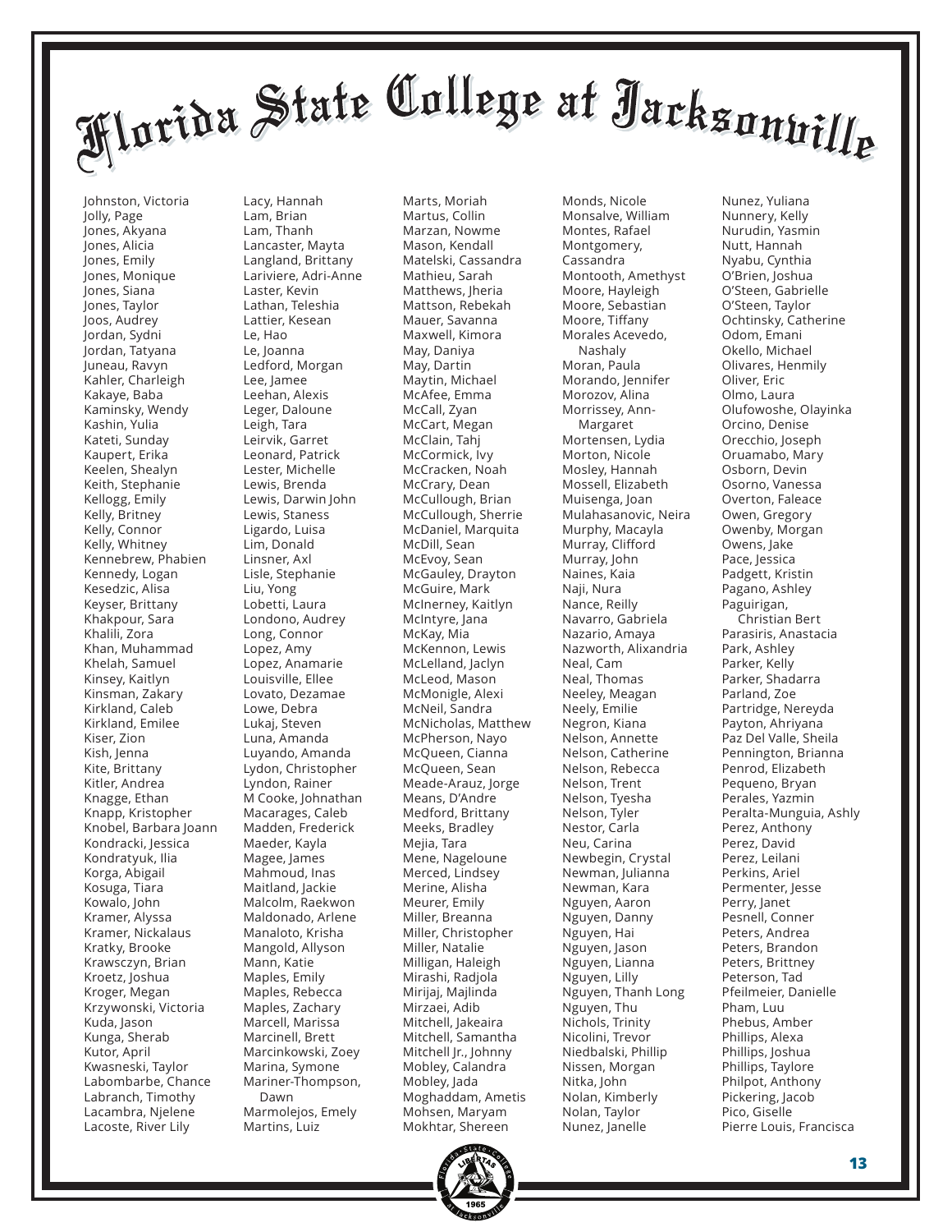# Florida State College at Jacksonville

Johnston, Victoria
Jolly, Page
Jones, Akyana
Jones, Alicia
Jones, Emily
Jones, Monique
Jones, Siana
Jones, Taylor
Joos, Audrey
Jordan, Sydni
Jordan, Tatyana
Juneau, Ravyn
Kahler, Charleigh
Kakaye, Baba
Kaminsky, Wendy
Kashin, Yulia
Kateti, Sunday
Kaupert, Erika
Keelen, Shealyn
Keith, Stephanie
Kellogg, Emily
Kelly, Britney
Kelly, Connor
Kelly, Whitney
Kennebrew, Phabien
Kennedy, Logan
Kesedzic, Alisa
Keyser, Brittany
Khakpour, Sara
Khalili, Zora
Khan, Muhammad
Khelah, Samuel
Kinsey, Kaitlyn
Kinsman, Zakary
Kirkland, Caleb
Kirkland, Emilee
Kiser, Zion
Kish, Jenna
Kite, Brittany
Kitler, Andrea
Knagge, Ethan
Knapp, Kristopher
Knobel, Barbara Joann
Kondracki, Jessica
Kondratyuk, Ilia
Korga, Abigail
Kosuga, Tiara
Kowalo, John
Kramer, Alyssa
Kramer, Nickalaus
Kratky, Brooke
Krawsczyn, Brian
Kroetz, Joshua
Kroger, Megan
Krzywonski, Victoria
Kuda, Jason
Kunga, Sherab
Kutor, April
Kwasneski, Taylor
Labombarbe, Chance
Labranch, Timothy
Lacambra, Njelene
Lacoste, River Lily
Lacy, Hannah
Lam, Brian
Lam, Thanh
Lancaster, Mayta
Langland, Brittany
Lariviere, Adri-Anne
Laster, Kevin
Lathan, Teleshia
Lattier, Kesean
Le, Hao
Le, Joanna
Ledford, Morgan
Lee, Jamee
Leehan, Alexis
Leger, Daloune
Leigh, Tara
Leirvik, Garret
Leonard, Patrick
Lester, Michelle
Lewis, Brenda
Lewis, Darwin John
Lewis, Staness
Ligardo, Luisa
Lim, Donald
Linsner, Axl
Lisle, Stephanie
Liu, Yong
Lobetti, Laura
Londono, Audrey
Long, Connor
Lopez, Amy
Lopez, Anamarie
Louisville, Ellee
Lovato, Dezamae
Lowe, Debra
Lukaj, Steven
Luna, Amanda
Luyando, Amanda
Lydon, Christopher
Lyndon, Rainer
M Cooke, Johnathan
Macarages, Caleb
Madden, Frederick
Maeder, Kayla
Magee, James
Mahmoud, Inas
Maitland, Jackie
Malcolm, Raekwon
Maldonado, Arlene
Manaloto, Krisha
Mangold, Allyson
Mann, Katie
Maples, Emily
Maples, Rebecca
Maples, Zachary
Marcell, Marissa
Marcinell, Brett
Marcinkowski, Zoey
Marina, Symone
Mariner-Thompson, Dawn
Marmolejos, Emely
Martins, Luiz
Marts, Moriah
Martus, Collin
Marzan, Nowme
Mason, Kendall
Matelski, Cassandra
Mathieu, Sarah
Matthews, Jheria
Mattson, Rebekah
Mauer, Savanna
Maxwell, Kimora
May, Daniya
May, Dartin
Maytin, Michael
McAfee, Emma
McCall, Zyan
McCart, Megan
McClain, Tahj
McCormick, Ivy
McCracken, Noah
McCrary, Dean
McCullough, Brian
McCullough, Sherrie
McDaniel, Marquita
McDill, Sean
McEvoy, Sean
McGauley, Drayton
McGuire, Mark
McInerney, Kaitlyn
McIntyre, Jana
McKay, Mia
McKennon, Lewis
McLelland, Jaclyn
McLeod, Mason
McMonigle, Alexi
McNeil, Sandra
McNicholas, Matthew
McPherson, Nayo
McQueen, Cianna
McQueen, Sean
Meade-Arauz, Jorge
Means, D'Andre
Medford, Brittany
Meeks, Bradley
Mejia, Tara
Mene, Nageloune
Merced, Lindsey
Merine, Alisha
Meurer, Emily
Miller, Breanna
Miller, Christopher
Miller, Natalie
Milligan, Haleigh
Mirashi, Radjola
Mirijaj, Majlinda
Mirzaei, Adib
Mitchell, Jakeaira
Mitchell, Samantha
Mitchell Jr., Johnny
Mobley, Calandra
Mobley, Jada
Moghaddam, Ametis
Mohsen, Maryam
Mokhtar, Shereen
Monds, Nicole
Monsalve, William
Montes, Rafael
Montgomery, Cassandra
Montooth, Amethyst
Moore, Hayleigh
Moore, Sebastian
Moore, Tiffany
Morales Acevedo, Nashaly
Moran, Paula
Morando, Jennifer
Morozov, Alina
Morrissey, Ann-Margaret
Mortensen, Lydia
Morton, Nicole
Mosley, Hannah
Mossell, Elizabeth
Muisenga, Joan
Mulahasanovic, Neira
Murphy, Macayla
Murray, Clifford
Murray, John
Naines, Kaia
Naji, Nura
Nance, Reilly
Navarro, Gabriela
Nazario, Amaya
Nazworth, Alixandria
Neal, Cam
Neal, Thomas
Neeley, Meagan
Neely, Emilie
Negron, Kiana
Nelson, Annette
Nelson, Catherine
Nelson, Rebecca
Nelson, Trent
Nelson, Tyesha
Nelson, Tyler
Nestor, Carla
Neu, Carina
Newbegin, Crystal
Newman, Julianna
Newman, Kara
Nguyen, Aaron
Nguyen, Danny
Nguyen, Hai
Nguyen, Jason
Nguyen, Lianna
Nguyen, Lilly
Nguyen, Thanh Long
Nguyen, Thu
Nichols, Trinity
Nicolini, Trevor
Niedbalski, Phillip
Nissen, Morgan
Nitka, John
Nolan, Kimberly
Nolan, Taylor
Nunez, Janelle
Nunez, Yuliana
Nunnery, Kelly
Nurudin, Yasmin
Nutt, Hannah
Nyabu, Cynthia
O'Brien, Joshua
O'Steen, Gabrielle
O'Steen, Taylor
Ochtinsky, Catherine
Odom, Emani
Okello, Michael
Olivares, Henmily
Oliver, Eric
Olmo, Laura
Olufowoshe, Olayinka
Orcino, Denise
Orecchio, Joseph
Oruamabo, Mary
Osborn, Devin
Osorno, Vanessa
Overton, Faleace
Owen, Gregory
Owenby, Morgan
Owens, Jake
Pace, Jessica
Padgett, Kristin
Pagano, Ashley
Paguirigan, Christian Bert
Parasiris, Anastacia
Park, Ashley
Parker, Kelly
Parker, Shadarra
Parland, Zoe
Partridge, Nereyda
Payton, Ahriyana
Paz Del Valle, Sheila
Pennington, Brianna
Penrod, Elizabeth
Pequeno, Bryan
Perales, Yazmin
Peralta-Munguia, Ashly
Perez, Anthony
Perez, David
Perez, Leilani
Perkins, Ariel
Permenter, Jesse
Perry, Janet
Pesnell, Conner
Peters, Andrea
Peters, Brandon
Peters, Brittney
Peterson, Tad
Pfeilmeier, Danielle
Pham, Luu
Phebus, Amber
Phillips, Alexa
Phillips, Joshua
Phillips, Taylore
Philpot, Anthony
Pickering, Jacob
Pico, Giselle
Pierre Louis, Francisca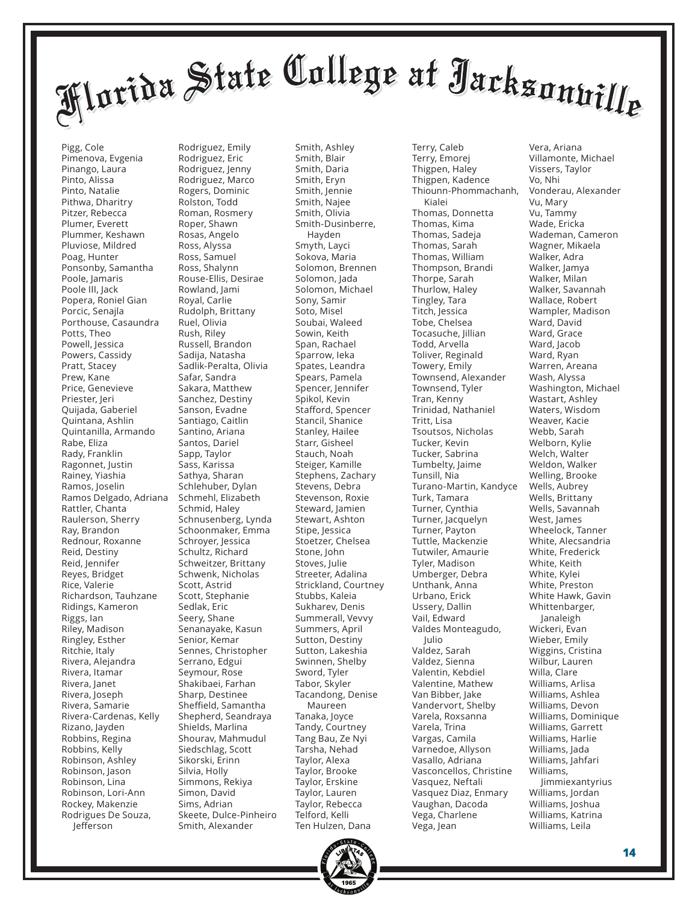# Florida State College at Jacksonville

Pigg, Cole
Pimenova, Evgenia
Pinango, Laura
Pinto, Alissa
Pinto, Natalie
Pithwa, Dharitry
Pitzer, Rebecca
Plumer, Everett
Plummer, Keshawn
Pluviose, Mildred
Poag, Hunter
Ponsonby, Samantha
Poole, Jamaris
Poole III, Jack
Popera, Roniel Gian
Porcic, Senajla
Porthouse, Casaundra
Potts, Theo
Powell, Jessica
Powers, Cassidy
Pratt, Stacey
Prew, Kane
Price, Genevieve
Priester, Jeri
Quijada, Gaberiel
Quintana, Ashlin
Quintanilla, Armando
Rabe, Eliza
Rady, Franklin
Ragonnet, Justin
Rainey, Yiashia
Ramos, Joselin
Ramos Delgado, Adriana
Rattler, Chanta
Raulerson, Sherry
Ray, Brandon
Rednour, Roxanne
Reid, Destiny
Reid, Jennifer
Reyes, Bridget
Rice, Valerie
Richardson, Tauhzane
Ridings, Kameron
Riggs, Ian
Riley, Madison
Ringley, Esther
Ritchie, Italy
Rivera, Alejandra
Rivera, Itamar
Rivera, Janet
Rivera, Joseph
Rivera, Samarie
Rivera-Cardenas, Kelly
Rizano, Jayden
Robbins, Regina
Robbins, Kelly
Robinson, Ashley
Robinson, Jason
Robinson, Lina
Robinson, Lori-Ann
Rockey, Makenzie
Rodrigues De Souza, Jefferson
Rodriguez, Emily
Rodriguez, Eric
Rodriguez, Jenny
Rodriguez, Marco
Rogers, Dominic
Rolston, Todd
Roman, Rosmery
Roper, Shawn
Rosas, Angelo
Ross, Alyssa
Ross, Samuel
Ross, Shalynn
Rouse-Ellis, Desirae
Rowland, Jami
Royal, Carlie
Rudolph, Brittany
Ruel, Olivia
Rush, Riley
Russell, Brandon
Sadija, Natasha
Sadlik-Peralta, Olivia
Safar, Sandra
Sakara, Matthew
Sanchez, Destiny
Sanson, Evadne
Santiago, Caitlin
Santino, Ariana
Santos, Dariel
Sapp, Taylor
Sass, Karissa
Sathya, Sharan
Schlehuber, Dylan
Schmehl, Elizabeth
Schmid, Haley
Schnusenberg, Lynda
Schoonmaker, Emma
Schroyer, Jessica
Schultz, Richard
Schweitzer, Brittany
Schwenk, Nicholas
Scott, Astrid
Scott, Stephanie
Sedlak, Eric
Seery, Shane
Senanayake, Kasun
Senior, Kemar
Sennes, Christopher
Serrano, Edgui
Seymour, Rose
Shakibaei, Farhan
Sharp, Destinee
Sheffield, Samantha
Shepherd, Seandraya
Shields, Marlina
Shourav, Mahmudul
Siedschlag, Scott
Sikorski, Erinn
Silvia, Holly
Simmons, Rekiya
Simon, David
Sims, Adrian
Skeete, Dulce-Pinheiro
Smith, Alexander
Smith, Ashley
Smith, Blair
Smith, Daria
Smith, Eryn
Smith, Jennie
Smith, Najee
Smith, Olivia
Smith-Dusinberre, Hayden
Smyth, Layci
Sokova, Maria
Solomon, Brennen
Solomon, Jada
Solomon, Michael
Sony, Samir
Soto, Misel
Soubai, Waleed
Sowin, Keith
Span, Rachael
Sparrow, Ieka
Spates, Leandra
Spears, Pamela
Spencer, Jennifer
Spikol, Kevin
Stafford, Spencer
Stancil, Shanice
Stanley, Hailee
Starr, Gisheel
Stauch, Noah
Steiger, Kamille
Stephens, Zachary
Stevens, Debra
Stevenson, Roxie
Steward, Jamien
Stewart, Ashton
Stipe, Jessica
Stoetzer, Chelsea
Stone, John
Stoves, Julie
Streeter, Adalina
Strickland, Courtney
Stubbs, Kaleia
Sukharev, Denis
Summerall, Vevvy
Summers, April
Sutton, Destiny
Sutton, Lakeshia
Swinnen, Shelby
Sword, Tyler
Tabor, Skyler
Tacandong, Denise Maureen
Tanaka, Joyce
Tandy, Courtney
Tang Bau, Ze Nyi
Tarsha, Nehad
Taylor, Alexa
Taylor, Brooke
Taylor, Erskine
Taylor, Lauren
Taylor, Rebecca
Telford, Kelli
Ten Hulzen, Dana
Terry, Caleb
Terry, Emorej
Thigpen, Haley
Thigpen, Kadence
Thiounn-Phommachanh, Kialei
Thomas, Donnetta
Thomas, Kima
Thomas, Sadeja
Thomas, Sarah
Thomas, William
Thompson, Brandi
Thorpe, Sarah
Thurlow, Haley
Tingley, Tara
Titch, Jessica
Tobe, Chelsea
Tocasuche, Jillian
Todd, Arvella
Toliver, Reginald
Towery, Emily
Townsend, Alexander
Townsend, Tyler
Tran, Kenny
Trinidad, Nathaniel
Tritt, Lisa
Tsoutsos, Nicholas
Tucker, Kevin
Tucker, Sabrina
Tumbelty, Jaime
Tunsill, Nia
Turano-Martin, Kandyce
Turk, Tamara
Turner, Cynthia
Turner, Jacquelyn
Turner, Payton
Tuttle, Mackenzie
Tutwiler, Amaurie
Tyler, Madison
Umberger, Debra
Unthank, Anna
Urbano, Erick
Ussery, Dallin
Vail, Edward
Valdes Monteagudo, Julio
Valdez, Sarah
Valdez, Sienna
Valentin, Kebdiel
Valentine, Mathew
Van Bibber, Jake
Vandervort, Shelby
Varela, Roxsanna
Varela, Trina
Vargas, Camila
Varnedoe, Allyson
Vasallo, Adriana
Vasconcellos, Christine
Vasquez, Neftali
Vasquez Diaz, Enmary
Vaughan, Dacoda
Vega, Charlene
Vega, Jean
Vera, Ariana
Villamonte, Michael
Vissers, Taylor
Vo, Nhi
Vonderau, Alexander
Vu, Mary
Vu, Tammy
Wade, Ericka
Wademan, Cameron
Wagner, Mikaela
Walker, Adra
Walker, Jamya
Walker, Milan
Walker, Savannah
Wallace, Robert
Wampler, Madison
Ward, David
Ward, Grace
Ward, Jacob
Ward, Ryan
Warren, Areana
Wash, Alyssa
Washington, Michael
Wastart, Ashley
Waters, Wisdom
Weaver, Kacie
Webb, Sarah
Welborn, Kylie
Welch, Walter
Weldon, Walker
Welling, Brooke
Wells, Aubrey
Wells, Brittany
Wells, Savannah
West, James
Wheelock, Tanner
White, Alecsandria
White, Frederick
White, Keith
White, Kylei
White, Preston
White Hawk, Gavin
Whittenbarger, Janaleigh
Wickeri, Evan
Wieber, Emily
Wiggins, Cristina
Wilbur, Lauren
Willa, Clare
Williams, Arlisa
Williams, Ashlea
Williams, Devon
Williams, Dominique
Williams, Garrett
Williams, Harlie
Williams, Jada
Williams, Jahfari
Williams, Jimmiexantyrius
Williams, Jordan
Williams, Joshua
Williams, Katrina
Williams, Leila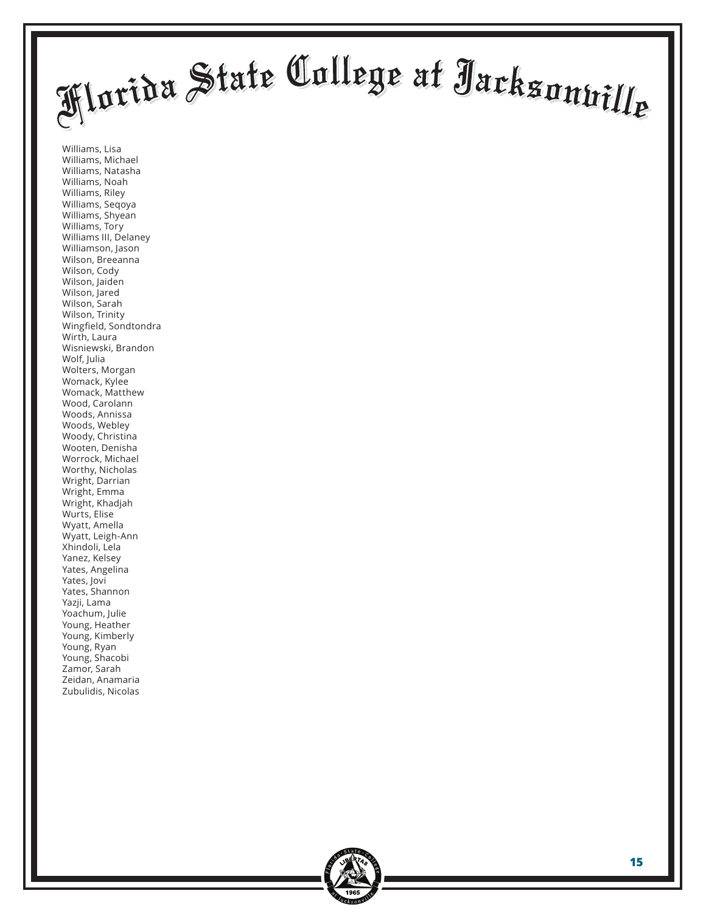# Florida State College at Jacksonville

Williams, Lisa
Williams, Michael
Williams, Natasha
Williams, Noah
Williams, Riley
Williams, Seqoya
Williams, Shyean
Williams, Tory
Williams III, Delaney
Williamson, Jason
Wilson, Breeanna
Wilson, Cody
Wilson, Jaiden
Wilson, Jared
Wilson, Sarah
Wilson, Trinity
Wingfield, Sondtondra
Wirth, Laura
Wisniewski, Brandon
Wolf, Julia
Wolters, Morgan
Womack, Kylee
Womack, Matthew
Wood, Carolann
Woods, Annissa
Woods, Webley
Woody, Christina
Wooten, Denisha
Worrock, Michael
Worthy, Nicholas
Wright, Darrian
Wright, Emma
Wright, Khadjah
Wurts, Elise
Wyatt, Amella
Wyatt, Leigh-Ann
Xhindoli, Lela
Yanez, Kelsey
Yates, Angelina
Yates, Jovi
Yates, Shannon
Yazji, Lama
Yoachum, Julie
Young, Heather
Young, Kimberly
Young, Ryan
Young, Shacobi
Zamor, Sarah
Zeidan, Anamaria
Zubulidis, Nicolas